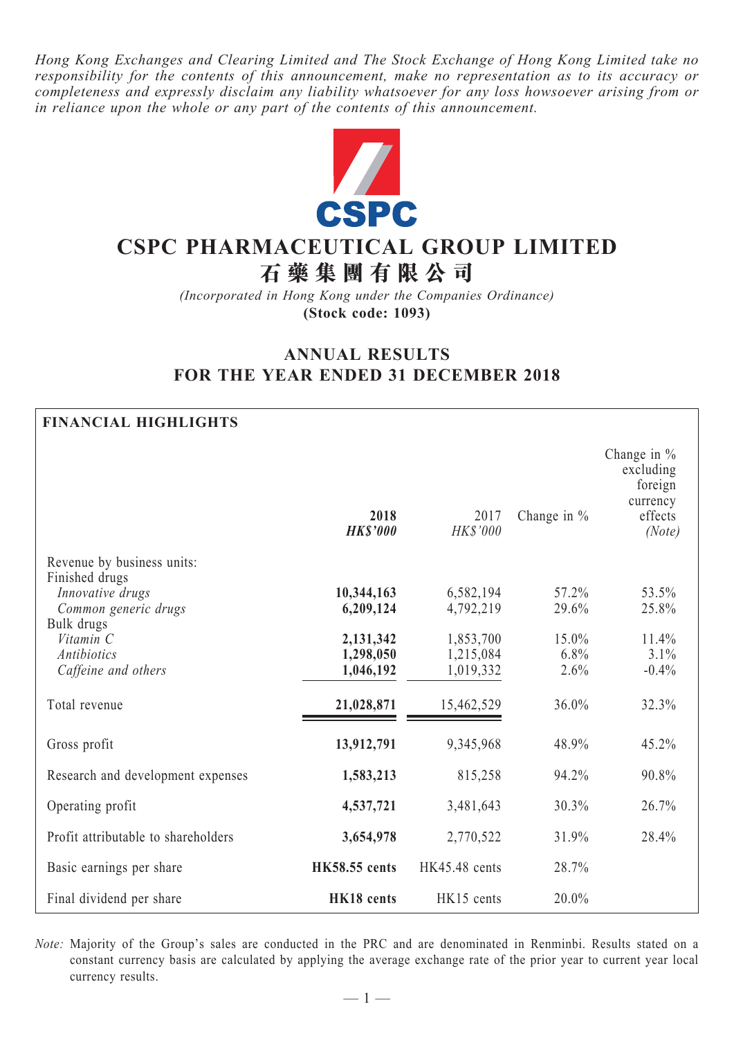*Hong Kong Exchanges and Clearing Limited and The Stock Exchange of Hong Kong Limited take no responsibility for the contents of this announcement, make no representation as to its accuracy or completeness and expressly disclaim any liability whatsoever for any loss howsoever arising from or in reliance upon the whole or any part of the contents of this announcement.*

# CSPC PHARMACEUTICAL GROUP LIMITED
# 石藥集團有限公司

*(Incorporated in Hong Kong under the Companies Ordinance)*
**(Stock code: 1093)**

## ANNUAL RESULTS FOR THE YEAR ENDED 31 DECEMBER 2018

**FINANCIAL HIGHLIGHTS**

| | **2018** *HK$'000* | 2017 *HK$'000* | Change in % | Change in % excluding foreign currency effects *(Note)* |
|---|---|---|---|---|
| Revenue by business units: | | | | |
| Finished drugs | | | | |
| *Innovative drugs* | **10,344,163** | 6,582,194 | 57.2% | 53.5% |
| *Common generic drugs* | **6,209,124** | 4,792,219 | 29.6% | 25.8% |
| Bulk drugs | | | | |
| *Vitamin C* | **2,131,342** | 1,853,700 | 15.0% | 11.4% |
| *Antibiotics* | **1,298,050** | 1,215,084 | 6.8% | 3.1% |
| *Caffeine and others* | **1,046,192** | 1,019,332 | 2.6% | -0.4% |
| Total revenue | **21,028,871** | 15,462,529 | 36.0% | 32.3% |
| Gross profit | **13,912,791** | 9,345,968 | 48.9% | 45.2% |
| Research and development expenses | **1,583,213** | 815,258 | 94.2% | 90.8% |
| Operating profit | **4,537,721** | 3,481,643 | 30.3% | 26.7% |
| Profit attributable to shareholders | **3,654,978** | 2,770,522 | 31.9% | 28.4% |
| Basic earnings per share | **HK58.55 cents** | HK45.48 cents | 28.7% | |
| Final dividend per share | **HK18 cents** | HK15 cents | 20.0% | |

*Note:* Majority of the Group's sales are conducted in the PRC and are denominated in Renminbi. Results stated on a constant currency basis are calculated by applying the average exchange rate of the prior year to current year local currency results.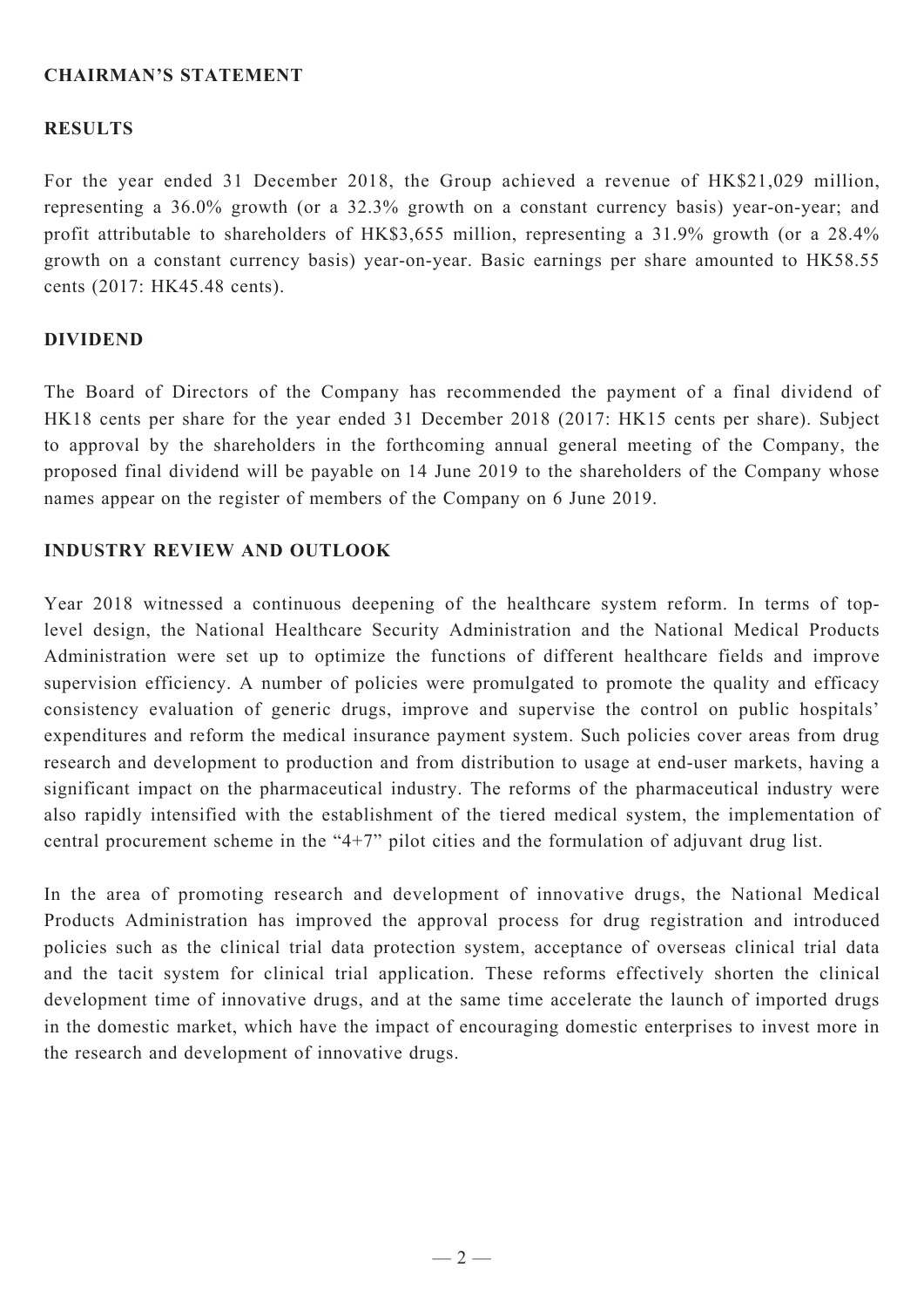## CHAIRMAN'S STATEMENT

### RESULTS

For the year ended 31 December 2018, the Group achieved a revenue of HK$21,029 million, representing a 36.0% growth (or a 32.3% growth on a constant currency basis) year-on-year; and profit attributable to shareholders of HK$3,655 million, representing a 31.9% growth (or a 28.4% growth on a constant currency basis) year-on-year. Basic earnings per share amounted to HK58.55 cents (2017: HK45.48 cents).

### DIVIDEND

The Board of Directors of the Company has recommended the payment of a final dividend of HK18 cents per share for the year ended 31 December 2018 (2017: HK15 cents per share). Subject to approval by the shareholders in the forthcoming annual general meeting of the Company, the proposed final dividend will be payable on 14 June 2019 to the shareholders of the Company whose names appear on the register of members of the Company on 6 June 2019.

### INDUSTRY REVIEW AND OUTLOOK

Year 2018 witnessed a continuous deepening of the healthcare system reform. In terms of top-level design, the National Healthcare Security Administration and the National Medical Products Administration were set up to optimize the functions of different healthcare fields and improve supervision efficiency. A number of policies were promulgated to promote the quality and efficacy consistency evaluation of generic drugs, improve and supervise the control on public hospitals' expenditures and reform the medical insurance payment system. Such policies cover areas from drug research and development to production and from distribution to usage at end-user markets, having a significant impact on the pharmaceutical industry. The reforms of the pharmaceutical industry were also rapidly intensified with the establishment of the tiered medical system, the implementation of central procurement scheme in the "4+7" pilot cities and the formulation of adjuvant drug list.

In the area of promoting research and development of innovative drugs, the National Medical Products Administration has improved the approval process for drug registration and introduced policies such as the clinical trial data protection system, acceptance of overseas clinical trial data and the tacit system for clinical trial application. These reforms effectively shorten the clinical development time of innovative drugs, and at the same time accelerate the launch of imported drugs in the domestic market, which have the impact of encouraging domestic enterprises to invest more in the research and development of innovative drugs.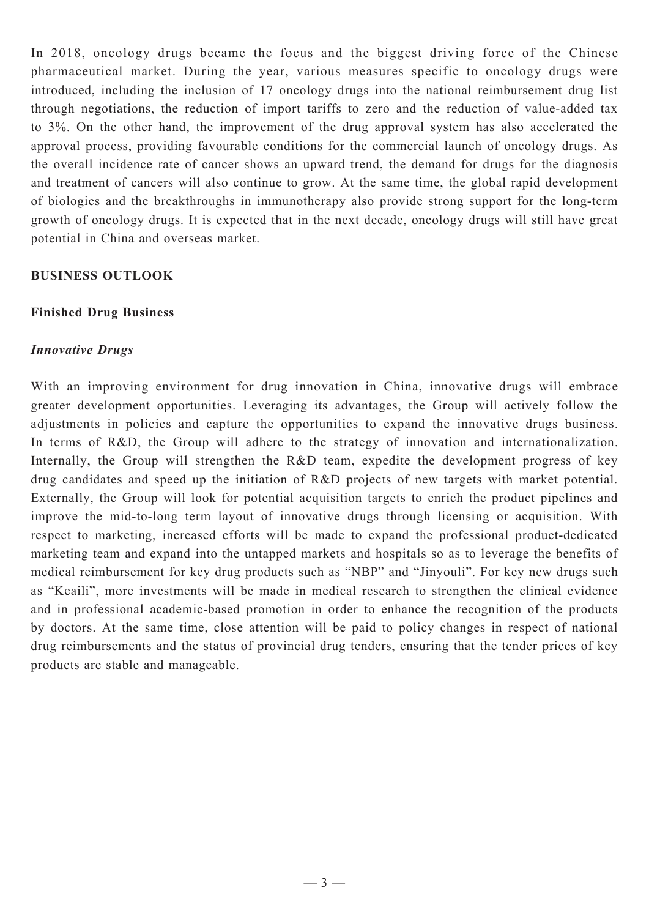In 2018, oncology drugs became the focus and the biggest driving force of the Chinese pharmaceutical market. During the year, various measures specific to oncology drugs were introduced, including the inclusion of 17 oncology drugs into the national reimbursement drug list through negotiations, the reduction of import tariffs to zero and the reduction of value-added tax to 3%. On the other hand, the improvement of the drug approval system has also accelerated the approval process, providing favourable conditions for the commercial launch of oncology drugs. As the overall incidence rate of cancer shows an upward trend, the demand for drugs for the diagnosis and treatment of cancers will also continue to grow. At the same time, the global rapid development of biologics and the breakthroughs in immunotherapy also provide strong support for the long-term growth of oncology drugs. It is expected that in the next decade, oncology drugs will still have great potential in China and overseas market.

## BUSINESS OUTLOOK

### Finished Drug Business

#### *Innovative Drugs*

With an improving environment for drug innovation in China, innovative drugs will embrace greater development opportunities. Leveraging its advantages, the Group will actively follow the adjustments in policies and capture the opportunities to expand the innovative drugs business. In terms of R&D, the Group will adhere to the strategy of innovation and internationalization. Internally, the Group will strengthen the R&D team, expedite the development progress of key drug candidates and speed up the initiation of R&D projects of new targets with market potential. Externally, the Group will look for potential acquisition targets to enrich the product pipelines and improve the mid-to-long term layout of innovative drugs through licensing or acquisition. With respect to marketing, increased efforts will be made to expand the professional product-dedicated marketing team and expand into the untapped markets and hospitals so as to leverage the benefits of medical reimbursement for key drug products such as "NBP" and "Jinyouli". For key new drugs such as "Keaili", more investments will be made in medical research to strengthen the clinical evidence and in professional academic-based promotion in order to enhance the recognition of the products by doctors. At the same time, close attention will be paid to policy changes in respect of national drug reimbursements and the status of provincial drug tenders, ensuring that the tender prices of key products are stable and manageable.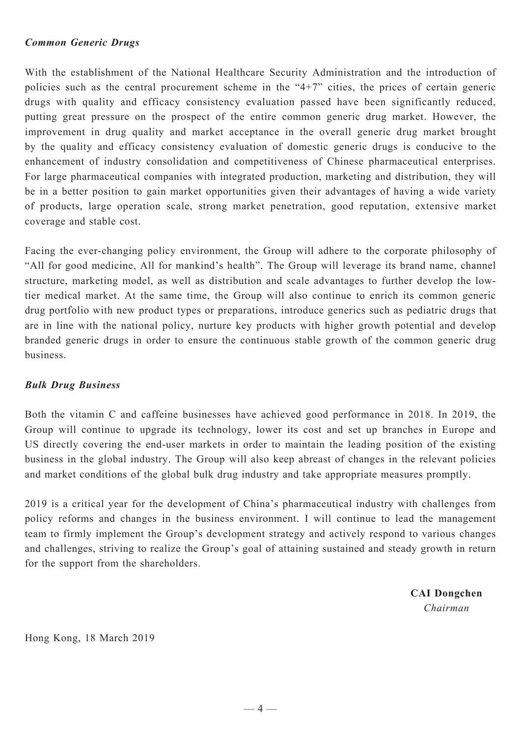### *Common Generic Drugs*

With the establishment of the National Healthcare Security Administration and the introduction of policies such as the central procurement scheme in the "4+7" cities, the prices of certain generic drugs with quality and efficacy consistency evaluation passed have been significantly reduced, putting great pressure on the prospect of the entire common generic drug market. However, the improvement in drug quality and market acceptance in the overall generic drug market brought by the quality and efficacy consistency evaluation of domestic generic drugs is conducive to the enhancement of industry consolidation and competitiveness of Chinese pharmaceutical enterprises. For large pharmaceutical companies with integrated production, marketing and distribution, they will be in a better position to gain market opportunities given their advantages of having a wide variety of products, large operation scale, strong market penetration, good reputation, extensive market coverage and stable cost.

Facing the ever-changing policy environment, the Group will adhere to the corporate philosophy of "All for good medicine, All for mankind's health". The Group will leverage its brand name, channel structure, marketing model, as well as distribution and scale advantages to further develop the low-tier medical market. At the same time, the Group will also continue to enrich its common generic drug portfolio with new product types or preparations, introduce generics such as pediatric drugs that are in line with the national policy, nurture key products with higher growth potential and develop branded generic drugs in order to ensure the continuous stable growth of the common generic drug business.

### *Bulk Drug Business*

Both the vitamin C and caffeine businesses have achieved good performance in 2018. In 2019, the Group will continue to upgrade its technology, lower its cost and set up branches in Europe and US directly covering the end-user markets in order to maintain the leading position of the existing business in the global industry. The Group will also keep abreast of changes in the relevant policies and market conditions of the global bulk drug industry and take appropriate measures promptly.

2019 is a critical year for the development of China's pharmaceutical industry with challenges from policy reforms and changes in the business environment. I will continue to lead the management team to firmly implement the Group's development strategy and actively respond to various changes and challenges, striving to realize the Group's goal of attaining sustained and steady growth in return for the support from the shareholders.

**CAI Dongchen**
*Chairman*

Hong Kong, 18 March 2019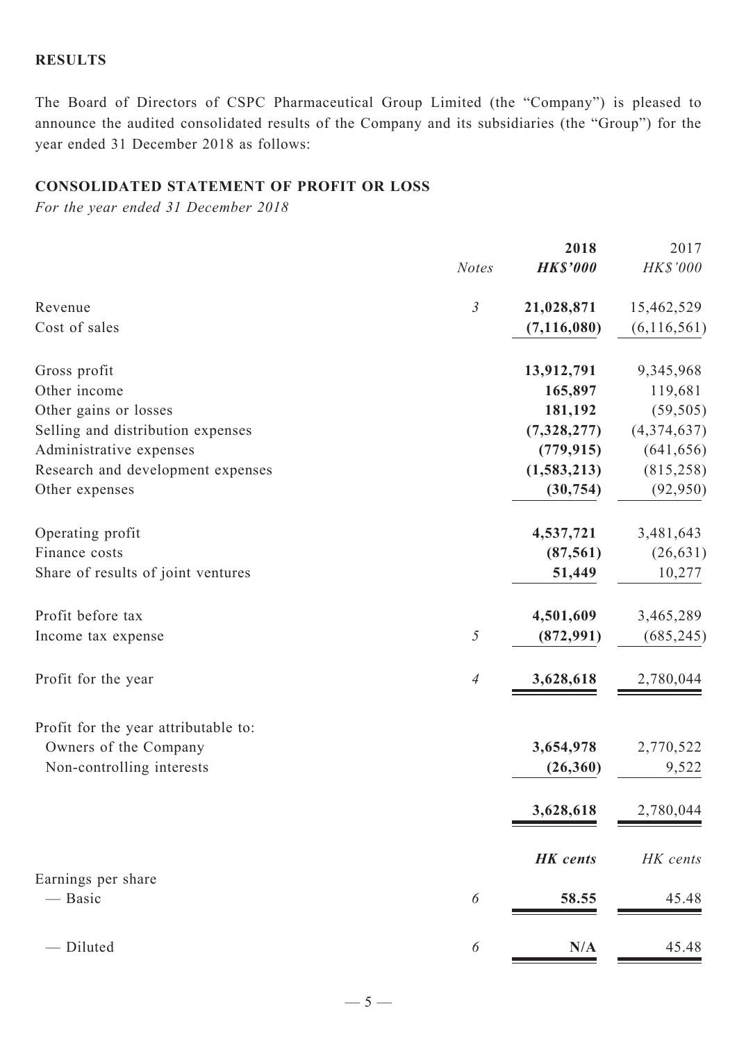## RESULTS

The Board of Directors of CSPC Pharmaceutical Group Limited (the "Company") is pleased to announce the audited consolidated results of the Company and its subsidiaries (the "Group") for the year ended 31 December 2018 as follows:

## CONSOLIDATED STATEMENT OF PROFIT OR LOSS

*For the year ended 31 December 2018*

| | *Notes* | **2018** ***HK$'000*** | 2017 *HK$'000* |
|---|---|---|---|
| Revenue | *3* | **21,028,871** | 15,462,529 |
| Cost of sales | | **(7,116,080)** | (6,116,561) |
| Gross profit | | **13,912,791** | 9,345,968 |
| Other income | | **165,897** | 119,681 |
| Other gains or losses | | **181,192** | (59,505) |
| Selling and distribution expenses | | **(7,328,277)** | (4,374,637) |
| Administrative expenses | | **(779,915)** | (641,656) |
| Research and development expenses | | **(1,583,213)** | (815,258) |
| Other expenses | | **(30,754)** | (92,950) |
| Operating profit | | **4,537,721** | 3,481,643 |
| Finance costs | | **(87,561)** | (26,631) |
| Share of results of joint ventures | | **51,449** | 10,277 |
| Profit before tax | | **4,501,609** | 3,465,289 |
| Income tax expense | *5* | **(872,991)** | (685,245) |
| Profit for the year | *4* | **3,628,618** | 2,780,044 |
| Profit for the year attributable to: | | | |
| Owners of the Company | | **3,654,978** | 2,770,522 |
| Non-controlling interests | | **(26,360)** | 9,522 |
| | | **3,628,618** | 2,780,044 |
| | | ***HK cents*** | *HK cents* |
| Earnings per share | | | |
| — Basic | *6* | **58.55** | 45.48 |
| — Diluted | *6* | **N/A** | 45.48 |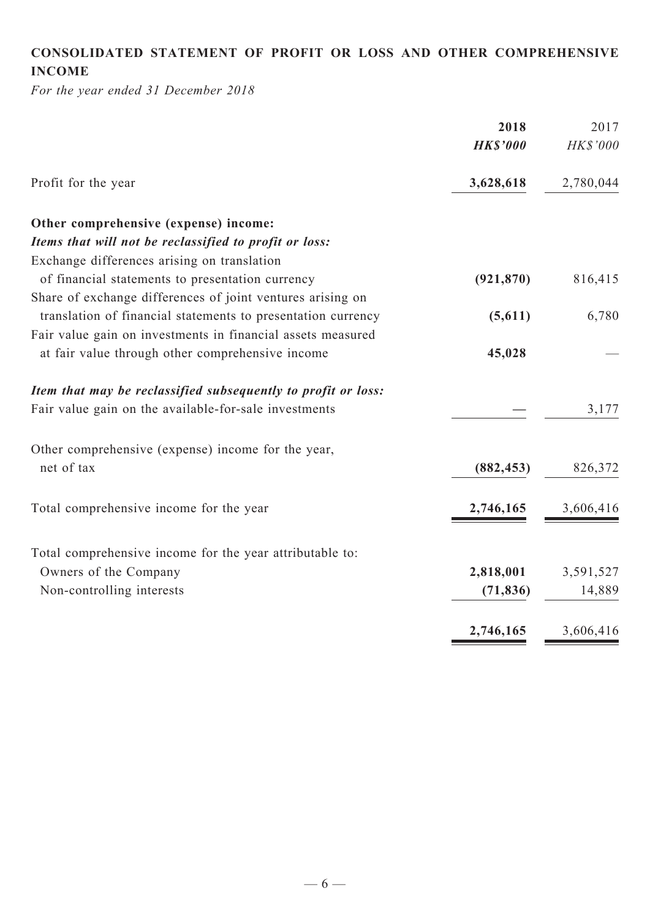## CONSOLIDATED STATEMENT OF PROFIT OR LOSS AND OTHER COMPREHENSIVE INCOME

*For the year ended 31 December 2018*

| | **2018** | 2017 |
|---|---|---|
| | ***HK$'000*** | *HK$'000* |
| Profit for the year | **3,628,618** | 2,780,044 |
| **Other comprehensive (expense) income:** | | |
| ***Items that will not be reclassified to profit or loss:*** | | |
| Exchange differences arising on translation of financial statements to presentation currency | **(921,870)** | 816,415 |
| Share of exchange differences of joint ventures arising on translation of financial statements to presentation currency | **(5,611)** | 6,780 |
| Fair value gain on investments in financial assets measured at fair value through other comprehensive income | **45,028** | — |
| ***Item that may be reclassified subsequently to profit or loss:*** | | |
| Fair value gain on the available-for-sale investments | **—** | 3,177 |
| Other comprehensive (expense) income for the year, net of tax | **(882,453)** | 826,372 |
| Total comprehensive income for the year | **2,746,165** | 3,606,416 |
| Total comprehensive income for the year attributable to: | | |
| Owners of the Company | **2,818,001** | 3,591,527 |
| Non-controlling interests | **(71,836)** | 14,889 |
| | **2,746,165** | 3,606,416 |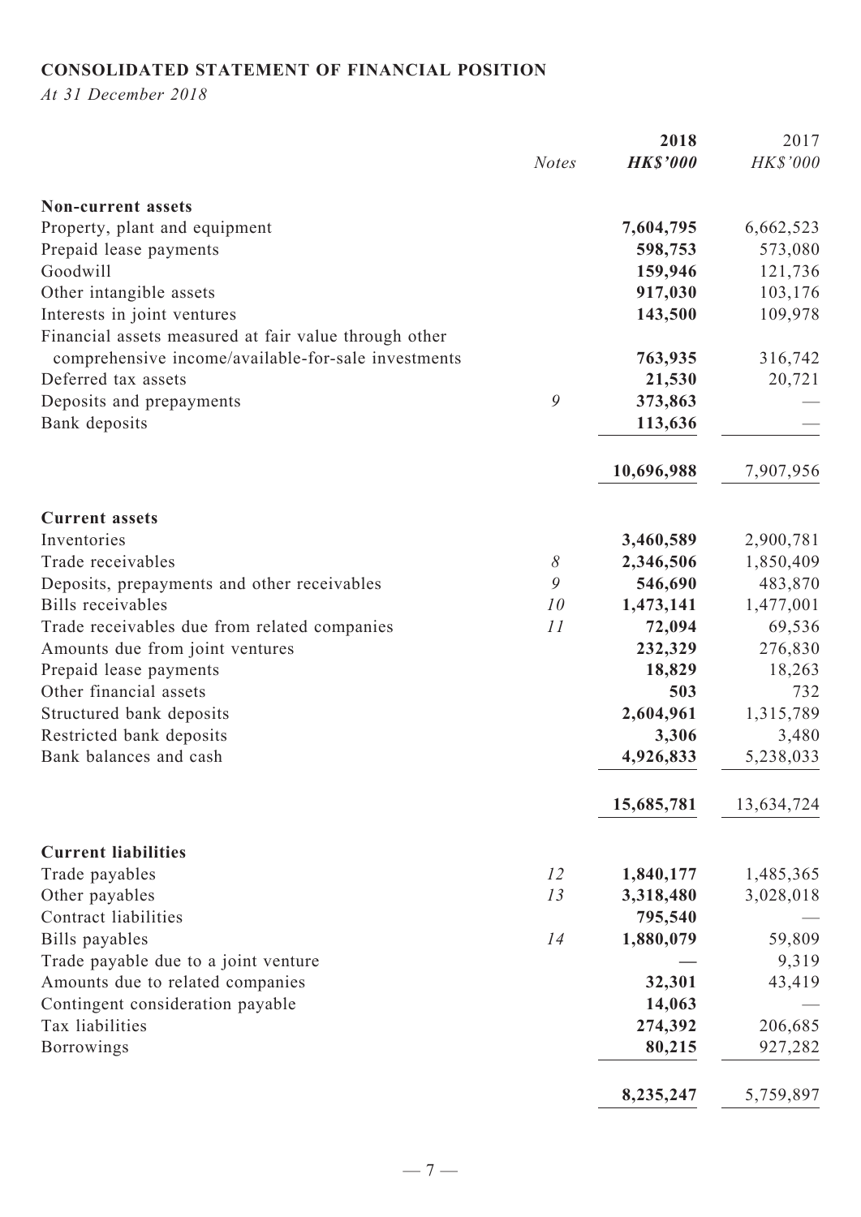## CONSOLIDATED STATEMENT OF FINANCIAL POSITION

*At 31 December 2018*

| | *Notes* | **2018** **HK$'000** | 2017 *HK$'000* |
|---|---|---|---|
| **Non-current assets** | | | |
| Property, plant and equipment | | **7,604,795** | 6,662,523 |
| Prepaid lease payments | | **598,753** | 573,080 |
| Goodwill | | **159,946** | 121,736 |
| Other intangible assets | | **917,030** | 103,176 |
| Interests in joint ventures | | **143,500** | 109,978 |
| Financial assets measured at fair value through other comprehensive income/available-for-sale investments | | **763,935** | 316,742 |
| Deferred tax assets | | **21,530** | 20,721 |
| Deposits and prepayments | 9 | **373,863** | — |
| Bank deposits | | **113,636** | — |
| | | **10,696,988** | 7,907,956 |
| **Current assets** | | | |
| Inventories | | **3,460,589** | 2,900,781 |
| Trade receivables | 8 | **2,346,506** | 1,850,409 |
| Deposits, prepayments and other receivables | 9 | **546,690** | 483,870 |
| Bills receivables | 10 | **1,473,141** | 1,477,001 |
| Trade receivables due from related companies | 11 | **72,094** | 69,536 |
| Amounts due from joint ventures | | **232,329** | 276,830 |
| Prepaid lease payments | | **18,829** | 18,263 |
| Other financial assets | | **503** | 732 |
| Structured bank deposits | | **2,604,961** | 1,315,789 |
| Restricted bank deposits | | **3,306** | 3,480 |
| Bank balances and cash | | **4,926,833** | 5,238,033 |
| | | **15,685,781** | 13,634,724 |
| **Current liabilities** | | | |
| Trade payables | 12 | **1,840,177** | 1,485,365 |
| Other payables | 13 | **3,318,480** | 3,028,018 |
| Contract liabilities | | **795,540** | — |
| Bills payables | 14 | **1,880,079** | 59,809 |
| Trade payable due to a joint venture | | **—** | 9,319 |
| Amounts due to related companies | | **32,301** | 43,419 |
| Contingent consideration payable | | **14,063** | — |
| Tax liabilities | | **274,392** | 206,685 |
| Borrowings | | **80,215** | 927,282 |
| | | **8,235,247** | 5,759,897 |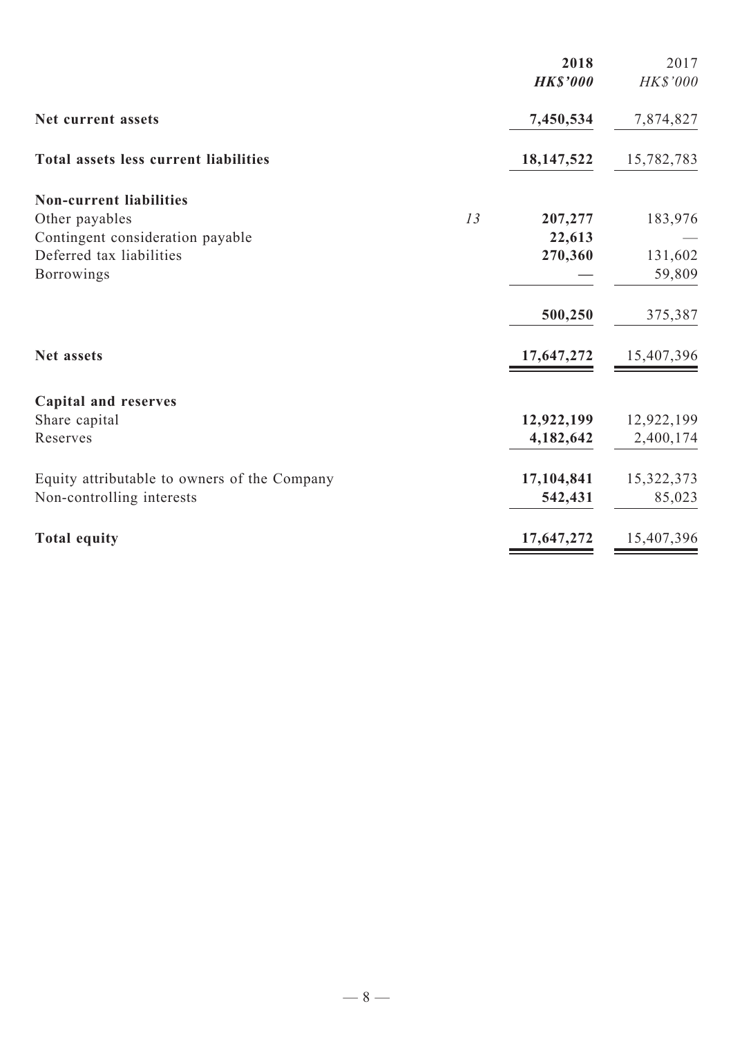| | | 2018 | 2017 |
|---|---|---|---|
| | | ***HK$'000*** | *HK$'000* |
| **Net current assets** | | **7,450,534** | 7,874,827 |
| **Total assets less current liabilities** | | **18,147,522** | 15,782,783 |
| **Non-current liabilities** | | | |
| Other payables | *13* | **207,277** | 183,976 |
| Contingent consideration payable | | **22,613** | — |
| Deferred tax liabilities | | **270,360** | 131,602 |
| Borrowings | | **—** | 59,809 |
| | | **500,250** | 375,387 |
| **Net assets** | | **17,647,272** | 15,407,396 |
| **Capital and reserves** | | | |
| Share capital | | **12,922,199** | 12,922,199 |
| Reserves | | **4,182,642** | 2,400,174 |
| Equity attributable to owners of the Company | | **17,104,841** | 15,322,373 |
| Non-controlling interests | | **542,431** | 85,023 |
| **Total equity** | | **17,647,272** | 15,407,396 |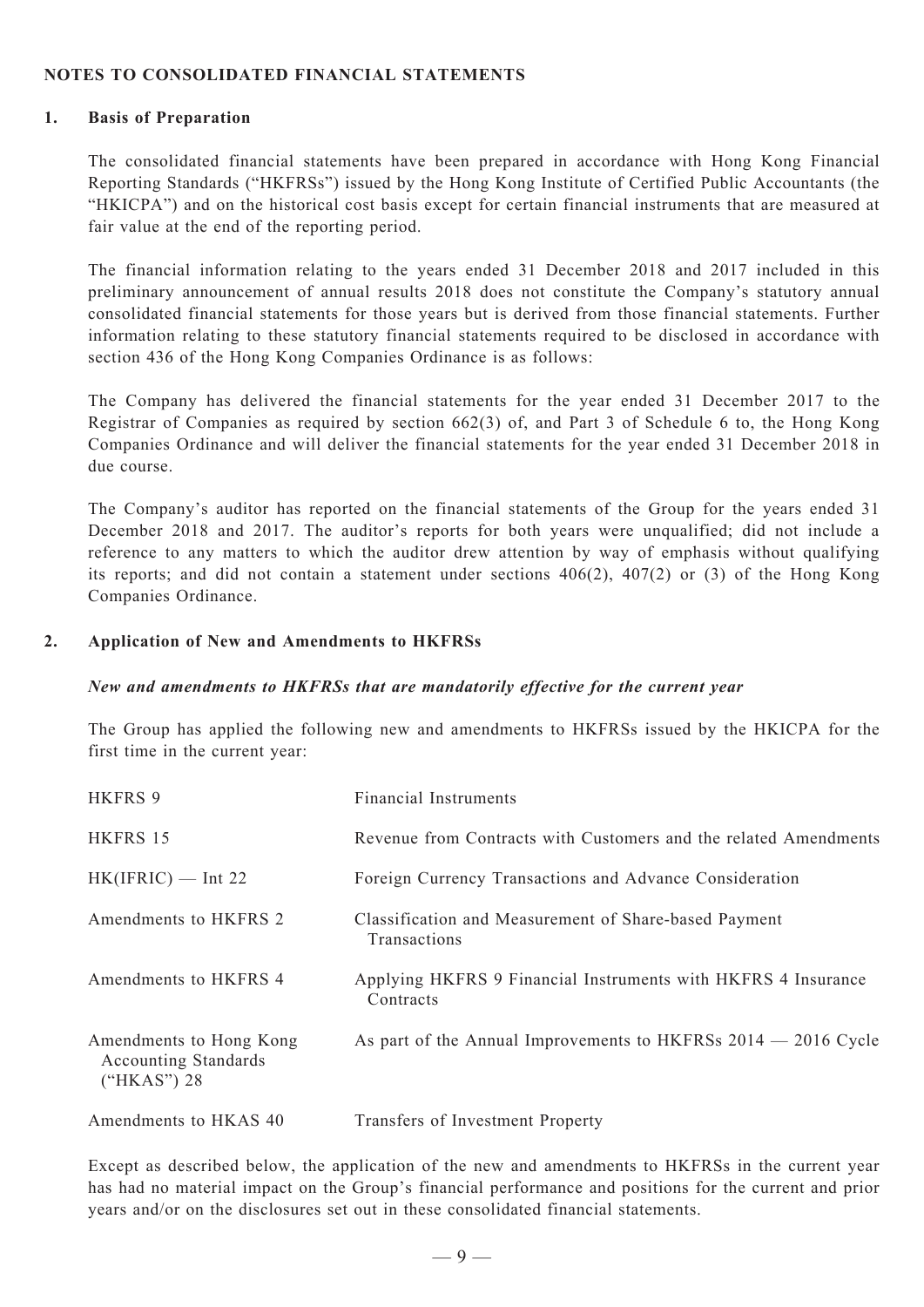## NOTES TO CONSOLIDATED FINANCIAL STATEMENTS

### 1. Basis of Preparation

The consolidated financial statements have been prepared in accordance with Hong Kong Financial Reporting Standards ("HKFRSs") issued by the Hong Kong Institute of Certified Public Accountants (the "HKICPA") and on the historical cost basis except for certain financial instruments that are measured at fair value at the end of the reporting period.

The financial information relating to the years ended 31 December 2018 and 2017 included in this preliminary announcement of annual results 2018 does not constitute the Company's statutory annual consolidated financial statements for those years but is derived from those financial statements. Further information relating to these statutory financial statements required to be disclosed in accordance with section 436 of the Hong Kong Companies Ordinance is as follows:

The Company has delivered the financial statements for the year ended 31 December 2017 to the Registrar of Companies as required by section 662(3) of, and Part 3 of Schedule 6 to, the Hong Kong Companies Ordinance and will deliver the financial statements for the year ended 31 December 2018 in due course.

The Company's auditor has reported on the financial statements of the Group for the years ended 31 December 2018 and 2017. The auditor's reports for both years were unqualified; did not include a reference to any matters to which the auditor drew attention by way of emphasis without qualifying its reports; and did not contain a statement under sections 406(2), 407(2) or (3) of the Hong Kong Companies Ordinance.

### 2. Application of New and Amendments to HKFRSs

***New and amendments to HKFRSs that are mandatorily effective for the current year***

The Group has applied the following new and amendments to HKFRSs issued by the HKICPA for the first time in the current year:

| | |
|---|---|
| HKFRS 9 | Financial Instruments |
| HKFRS 15 | Revenue from Contracts with Customers and the related Amendments |
| HK(IFRIC) — Int 22 | Foreign Currency Transactions and Advance Consideration |
| Amendments to HKFRS 2 | Classification and Measurement of Share-based Payment Transactions |
| Amendments to HKFRS 4 | Applying HKFRS 9 Financial Instruments with HKFRS 4 Insurance Contracts |
| Amendments to Hong Kong Accounting Standards ("HKAS") 28 | As part of the Annual Improvements to HKFRSs 2014 — 2016 Cycle |
| Amendments to HKAS 40 | Transfers of Investment Property |

Except as described below, the application of the new and amendments to HKFRSs in the current year has had no material impact on the Group's financial performance and positions for the current and prior years and/or on the disclosures set out in these consolidated financial statements.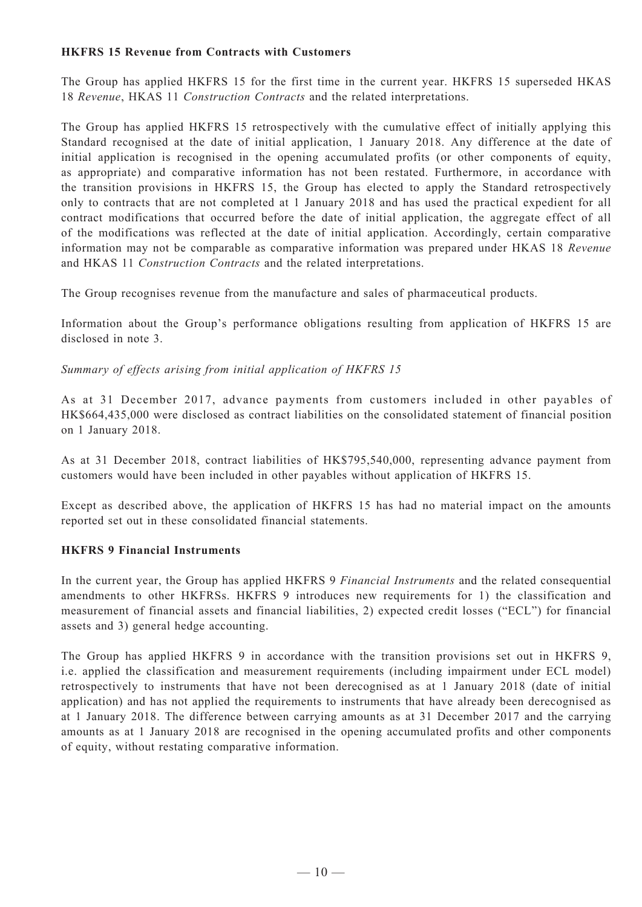**HKFRS 15 Revenue from Contracts with Customers**

The Group has applied HKFRS 15 for the first time in the current year. HKFRS 15 superseded HKAS 18 *Revenue*, HKAS 11 *Construction Contracts* and the related interpretations.

The Group has applied HKFRS 15 retrospectively with the cumulative effect of initially applying this Standard recognised at the date of initial application, 1 January 2018. Any difference at the date of initial application is recognised in the opening accumulated profits (or other components of equity, as appropriate) and comparative information has not been restated. Furthermore, in accordance with the transition provisions in HKFRS 15, the Group has elected to apply the Standard retrospectively only to contracts that are not completed at 1 January 2018 and has used the practical expedient for all contract modifications that occurred before the date of initial application, the aggregate effect of all of the modifications was reflected at the date of initial application. Accordingly, certain comparative information may not be comparable as comparative information was prepared under HKAS 18 *Revenue* and HKAS 11 *Construction Contracts* and the related interpretations.

The Group recognises revenue from the manufacture and sales of pharmaceutical products.

Information about the Group's performance obligations resulting from application of HKFRS 15 are disclosed in note 3.

*Summary of effects arising from initial application of HKFRS 15*

As at 31 December 2017, advance payments from customers included in other payables of HK$664,435,000 were disclosed as contract liabilities on the consolidated statement of financial position on 1 January 2018.

As at 31 December 2018, contract liabilities of HK$795,540,000, representing advance payment from customers would have been included in other payables without application of HKFRS 15.

Except as described above, the application of HKFRS 15 has had no material impact on the amounts reported set out in these consolidated financial statements.

**HKFRS 9 Financial Instruments**

In the current year, the Group has applied HKFRS 9 *Financial Instruments* and the related consequential amendments to other HKFRSs. HKFRS 9 introduces new requirements for 1) the classification and measurement of financial assets and financial liabilities, 2) expected credit losses ("ECL") for financial assets and 3) general hedge accounting.

The Group has applied HKFRS 9 in accordance with the transition provisions set out in HKFRS 9, i.e. applied the classification and measurement requirements (including impairment under ECL model) retrospectively to instruments that have not been derecognised as at 1 January 2018 (date of initial application) and has not applied the requirements to instruments that have already been derecognised as at 1 January 2018. The difference between carrying amounts as at 31 December 2017 and the carrying amounts as at 1 January 2018 are recognised in the opening accumulated profits and other components of equity, without restating comparative information.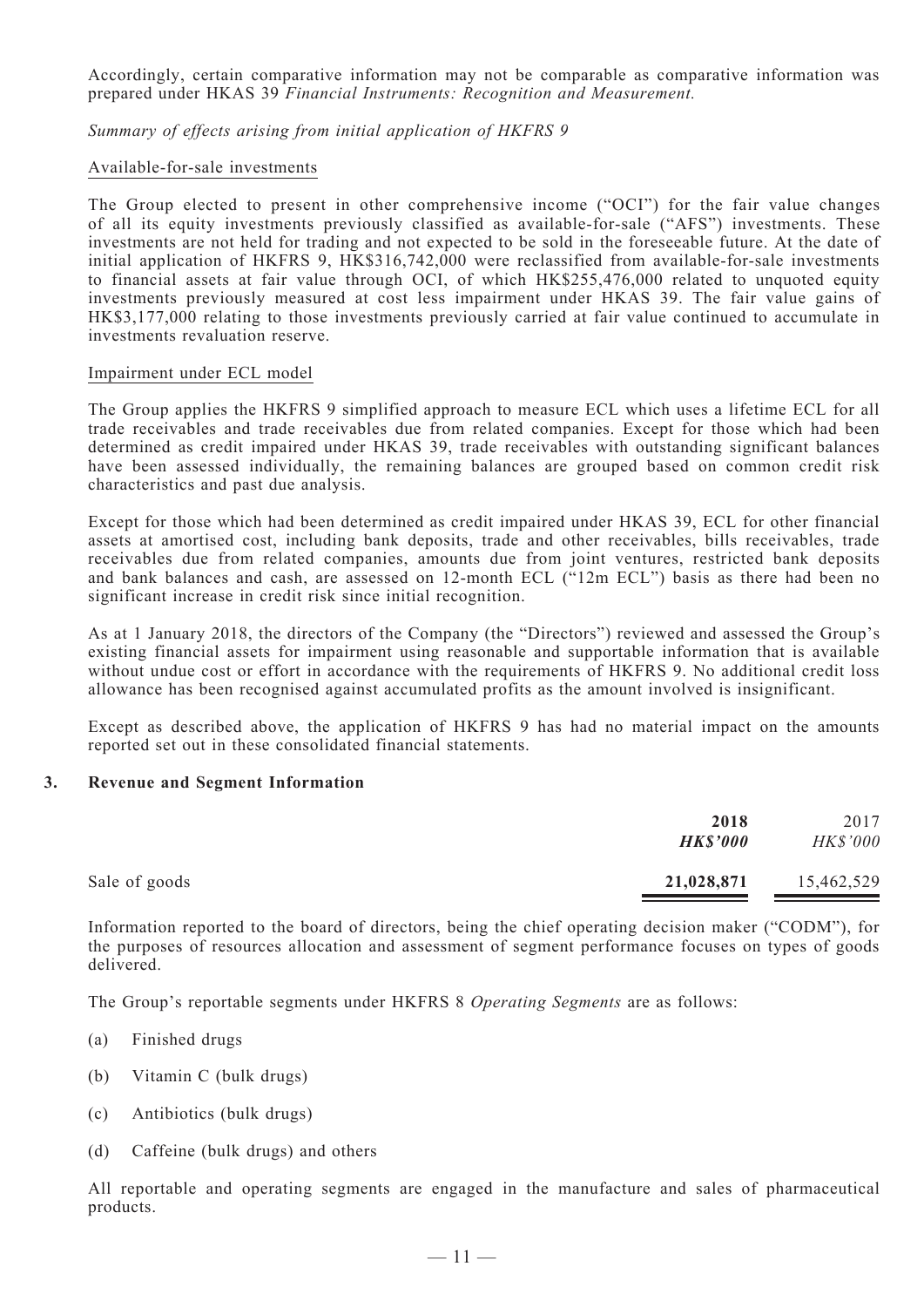Accordingly, certain comparative information may not be comparable as comparative information was prepared under HKAS 39 *Financial Instruments: Recognition and Measurement.*

*Summary of effects arising from initial application of HKFRS 9*

<u>Available-for-sale investments</u>

The Group elected to present in other comprehensive income ("OCI") for the fair value changes of all its equity investments previously classified as available-for-sale ("AFS") investments. These investments are not held for trading and not expected to be sold in the foreseeable future. At the date of initial application of HKFRS 9, HK$316,742,000 were reclassified from available-for-sale investments to financial assets at fair value through OCI, of which HK$255,476,000 related to unquoted equity investments previously measured at cost less impairment under HKAS 39. The fair value gains of HK$3,177,000 relating to those investments previously carried at fair value continued to accumulate in investments revaluation reserve.

<u>Impairment under ECL model</u>

The Group applies the HKFRS 9 simplified approach to measure ECL which uses a lifetime ECL for all trade receivables and trade receivables due from related companies. Except for those which had been determined as credit impaired under HKAS 39, trade receivables with outstanding significant balances have been assessed individually, the remaining balances are grouped based on common credit risk characteristics and past due analysis.

Except for those which had been determined as credit impaired under HKAS 39, ECL for other financial assets at amortised cost, including bank deposits, trade and other receivables, bills receivables, trade receivables due from related companies, amounts due from joint ventures, restricted bank deposits and bank balances and cash, are assessed on 12-month ECL ("12m ECL") basis as there had been no significant increase in credit risk since initial recognition.

As at 1 January 2018, the directors of the Company (the "Directors") reviewed and assessed the Group's existing financial assets for impairment using reasonable and supportable information that is available without undue cost or effort in accordance with the requirements of HKFRS 9. No additional credit loss allowance has been recognised against accumulated profits as the amount involved is insignificant.

Except as described above, the application of HKFRS 9 has had no material impact on the amounts reported set out in these consolidated financial statements.

## 3. Revenue and Segment Information

| | **2018** | 2017 |
|---|---|---|
| | ***HK$'000*** | *HK$'000* |
| Sale of goods | **21,028,871** | 15,462,529 |

Information reported to the board of directors, being the chief operating decision maker ("CODM"), for the purposes of resources allocation and assessment of segment performance focuses on types of goods delivered.

The Group's reportable segments under HKFRS 8 *Operating Segments* are as follows:

(a) Finished drugs

(b) Vitamin C (bulk drugs)

(c) Antibiotics (bulk drugs)

(d) Caffeine (bulk drugs) and others

All reportable and operating segments are engaged in the manufacture and sales of pharmaceutical products.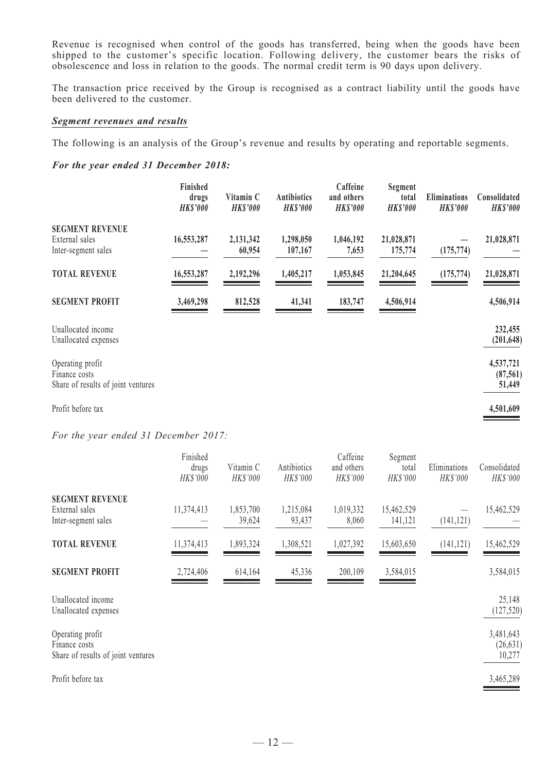Revenue is recognised when control of the goods has transferred, being when the goods have been shipped to the customer's specific location. Following delivery, the customer bears the risks of obsolescence and loss in relation to the goods. The normal credit term is 90 days upon delivery.

The transaction price received by the Group is recognised as a contract liability until the goods have been delivered to the customer.

***Segment revenues and results***

The following is an analysis of the Group's revenue and results by operating and reportable segments.

***For the year ended 31 December 2018:***

| | **Finished drugs** *HK$'000* | **Vitamin C** *HK$'000* | **Antibiotics** *HK$'000* | **Caffeine and others** *HK$'000* | **Segment total** *HK$'000* | **Eliminations** *HK$'000* | **Consolidated** *HK$'000* |
|---|---|---|---|---|---|---|---|
| **SEGMENT REVENUE** | | | | | | | |
| External sales | **16,553,287** | **2,131,342** | **1,298,050** | **1,046,192** | **21,028,871** | **—** | **21,028,871** |
| Inter-segment sales | **—** | **60,954** | **107,167** | **7,653** | **175,774** | **(175,774)** | **—** |
| **TOTAL REVENUE** | **16,553,287** | **2,192,296** | **1,405,217** | **1,053,845** | **21,204,645** | **(175,774)** | **21,028,871** |
| **SEGMENT PROFIT** | **3,469,298** | **812,528** | **41,341** | **183,747** | **4,506,914** | | **4,506,914** |
| Unallocated income | | | | | | | **232,455** |
| Unallocated expenses | | | | | | | **(201,648)** |
| Operating profit | | | | | | | **4,537,721** |
| Finance costs | | | | | | | **(87,561)** |
| Share of results of joint ventures | | | | | | | **51,449** |
| Profit before tax | | | | | | | **4,501,609** |

*For the year ended 31 December 2017:*

| | Finished drugs *HK$'000* | Vitamin C *HK$'000* | Antibiotics *HK$'000* | Caffeine and others *HK$'000* | Segment total *HK$'000* | Eliminations *HK$'000* | Consolidated *HK$'000* |
|---|---|---|---|---|---|---|---|
| **SEGMENT REVENUE** | | | | | | | |
| External sales | 11,374,413 | 1,853,700 | 1,215,084 | 1,019,332 | 15,462,529 | — | 15,462,529 |
| Inter-segment sales | — | 39,624 | 93,437 | 8,060 | 141,121 | (141,121) | — |
| **TOTAL REVENUE** | 11,374,413 | 1,893,324 | 1,308,521 | 1,027,392 | 15,603,650 | (141,121) | 15,462,529 |
| **SEGMENT PROFIT** | 2,724,406 | 614,164 | 45,336 | 200,109 | 3,584,015 | | 3,584,015 |
| Unallocated income | | | | | | | 25,148 |
| Unallocated expenses | | | | | | | (127,520) |
| Operating profit | | | | | | | 3,481,643 |
| Finance costs | | | | | | | (26,631) |
| Share of results of joint ventures | | | | | | | 10,277 |
| Profit before tax | | | | | | | 3,465,289 |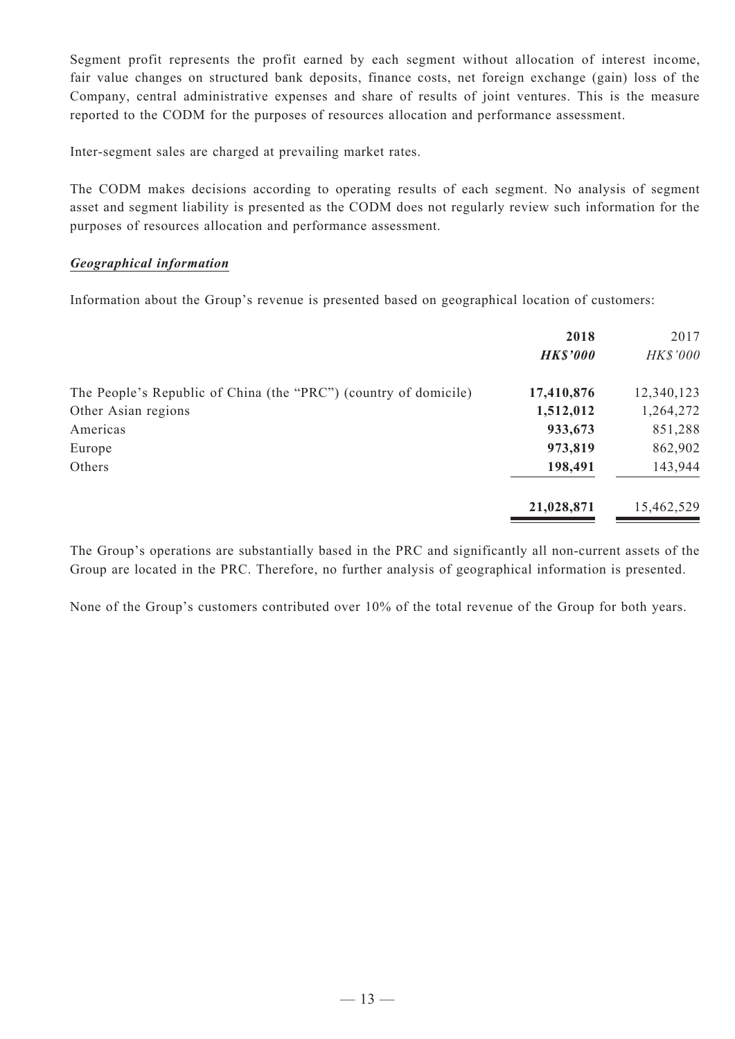Segment profit represents the profit earned by each segment without allocation of interest income, fair value changes on structured bank deposits, finance costs, net foreign exchange (gain) loss of the Company, central administrative expenses and share of results of joint ventures. This is the measure reported to the CODM for the purposes of resources allocation and performance assessment.

Inter-segment sales are charged at prevailing market rates.

The CODM makes decisions according to operating results of each segment. No analysis of segment asset and segment liability is presented as the CODM does not regularly review such information for the purposes of resources allocation and performance assessment.

***Geographical information***

Information about the Group's revenue is presented based on geographical location of customers:

| | **2018** | 2017 |
|---|---|---|
| | ***HK$'000*** | *HK$'000* |
| The People's Republic of China (the "PRC") (country of domicile) | **17,410,876** | 12,340,123 |
| Other Asian regions | **1,512,012** | 1,264,272 |
| Americas | **933,673** | 851,288 |
| Europe | **973,819** | 862,902 |
| Others | **198,491** | 143,944 |
| | **21,028,871** | 15,462,529 |

The Group's operations are substantially based in the PRC and significantly all non-current assets of the Group are located in the PRC. Therefore, no further analysis of geographical information is presented.

None of the Group's customers contributed over 10% of the total revenue of the Group for both years.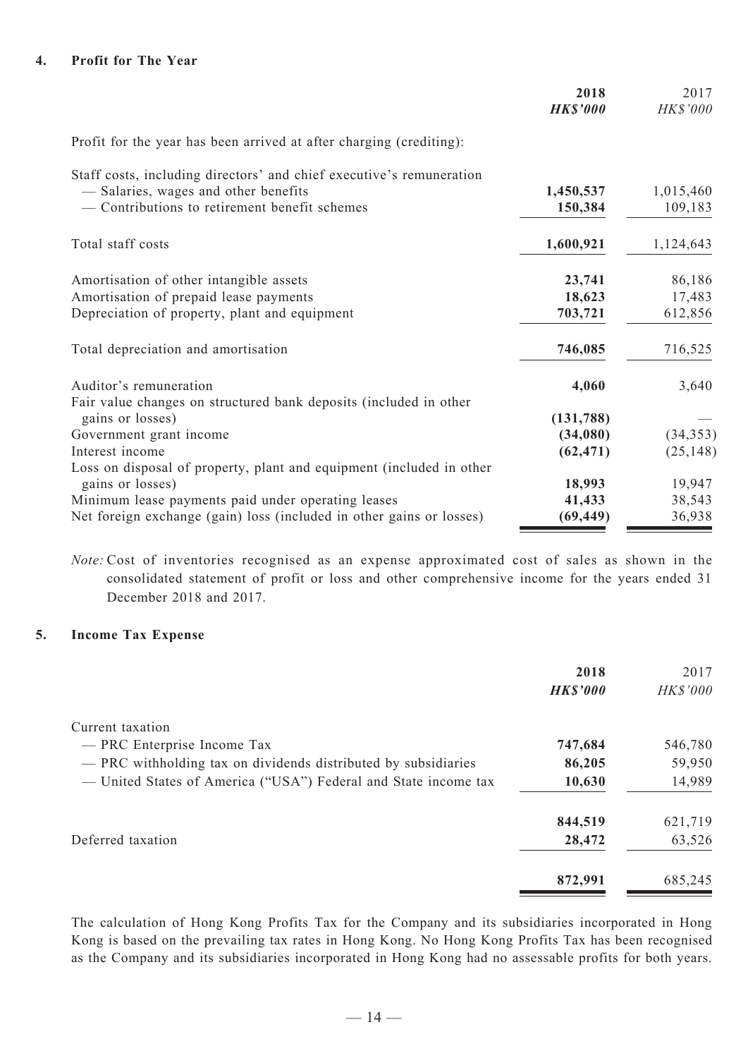## 4. Profit for The Year

| | 2018 | 2017 |
|---|---|---|
| | ***HK$'000*** | *HK$'000* |
| Profit for the year has been arrived at after charging (crediting): | | |
| Staff costs, including directors' and chief executive's remuneration | | |
| — Salaries, wages and other benefits | **1,450,537** | 1,015,460 |
| — Contributions to retirement benefit schemes | **150,384** | 109,183 |
| Total staff costs | **1,600,921** | 1,124,643 |
| Amortisation of other intangible assets | **23,741** | 86,186 |
| Amortisation of prepaid lease payments | **18,623** | 17,483 |
| Depreciation of property, plant and equipment | **703,721** | 612,856 |
| Total depreciation and amortisation | **746,085** | 716,525 |
| Auditor's remuneration | **4,060** | 3,640 |
| Fair value changes on structured bank deposits (included in other gains or losses) | **(131,788)** | — |
| Government grant income | **(34,080)** | (34,353) |
| Interest income | **(62,471)** | (25,148) |
| Loss on disposal of property, plant and equipment (included in other gains or losses) | **18,993** | 19,947 |
| Minimum lease payments paid under operating leases | **41,433** | 38,543 |
| Net foreign exchange (gain) loss (included in other gains or losses) | **(69,449)** | 36,938 |

*Note:* Cost of inventories recognised as an expense approximated cost of sales as shown in the consolidated statement of profit or loss and other comprehensive income for the years ended 31 December 2018 and 2017.

## 5. Income Tax Expense

| | 2018 | 2017 |
|---|---|---|
| | ***HK$'000*** | *HK$'000* |
| Current taxation | | |
| — PRC Enterprise Income Tax | **747,684** | 546,780 |
| — PRC withholding tax on dividends distributed by subsidiaries | **86,205** | 59,950 |
| — United States of America ("USA") Federal and State income tax | **10,630** | 14,989 |
| | **844,519** | 621,719 |
| Deferred taxation | **28,472** | 63,526 |
| | **872,991** | 685,245 |

The calculation of Hong Kong Profits Tax for the Company and its subsidiaries incorporated in Hong Kong is based on the prevailing tax rates in Hong Kong. No Hong Kong Profits Tax has been recognised as the Company and its subsidiaries incorporated in Hong Kong had no assessable profits for both years.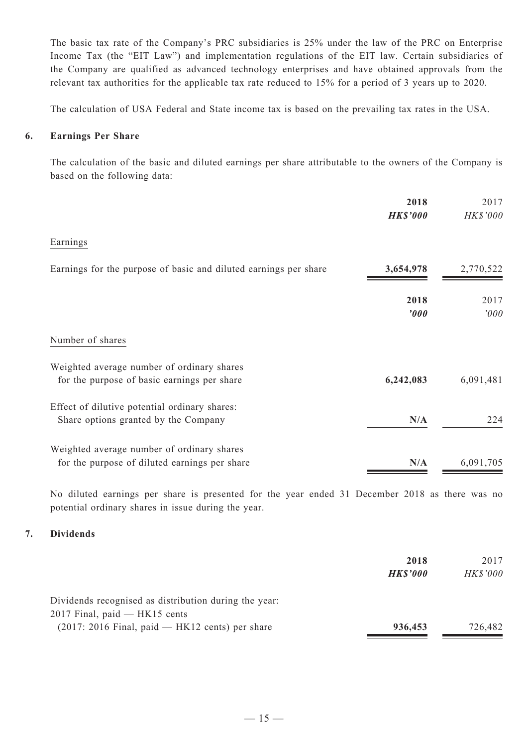The basic tax rate of the Company's PRC subsidiaries is 25% under the law of the PRC on Enterprise Income Tax (the "EIT Law") and implementation regulations of the EIT law. Certain subsidiaries of the Company are qualified as advanced technology enterprises and have obtained approvals from the relevant tax authorities for the applicable tax rate reduced to 15% for a period of 3 years up to 2020.

The calculation of USA Federal and State income tax is based on the prevailing tax rates in the USA.

## 6. Earnings Per Share

The calculation of the basic and diluted earnings per share attributable to the owners of the Company is based on the following data:

| | **2018** | 2017 |
|---|---|---|
| | ***HK$'000*** | *HK$'000* |
| Earnings | | |
| Earnings for the purpose of basic and diluted earnings per share | **3,654,978** | 2,770,522 |

| | **2018** | 2017 |
|---|---|---|
| | ***'000*** | *'000* |
| Number of shares | | |
| Weighted average number of ordinary shares for the purpose of basic earnings per share | **6,242,083** | 6,091,481 |
| Effect of dilutive potential ordinary shares: Share options granted by the Company | **N/A** | 224 |
| Weighted average number of ordinary shares for the purpose of diluted earnings per share | **N/A** | 6,091,705 |

No diluted earnings per share is presented for the year ended 31 December 2018 as there was no potential ordinary shares in issue during the year.

## 7. Dividends

| | **2018** | 2017 |
|---|---|---|
| | ***HK$'000*** | *HK$'000* |
| Dividends recognised as distribution during the year: 2017 Final, paid — HK15 cents (2017: 2016 Final, paid — HK12 cents) per share | **936,453** | 726,482 |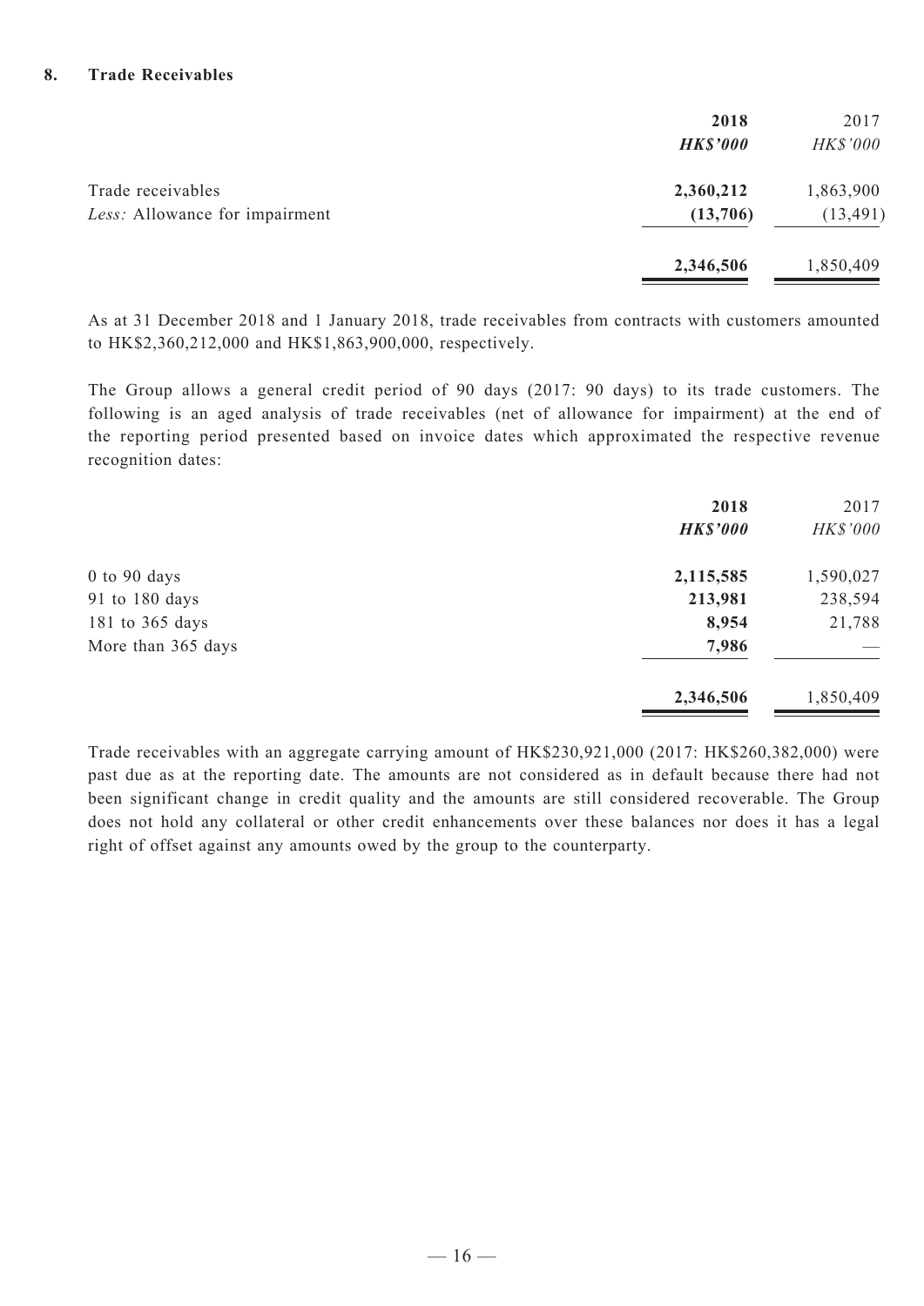## 8. Trade Receivables

| | **2018** | 2017 |
|---|---|---|
| | ***HK$'000*** | *HK$'000* |
| Trade receivables | **2,360,212** | 1,863,900 |
| *Less:* Allowance for impairment | **(13,706)** | (13,491) |
| | **2,346,506** | 1,850,409 |

As at 31 December 2018 and 1 January 2018, trade receivables from contracts with customers amounted to HK$2,360,212,000 and HK$1,863,900,000, respectively.

The Group allows a general credit period of 90 days (2017: 90 days) to its trade customers. The following is an aged analysis of trade receivables (net of allowance for impairment) at the end of the reporting period presented based on invoice dates which approximated the respective revenue recognition dates:

| | **2018** | 2017 |
|---|---|---|
| | ***HK$'000*** | *HK$'000* |
| 0 to 90 days | **2,115,585** | 1,590,027 |
| 91 to 180 days | **213,981** | 238,594 |
| 181 to 365 days | **8,954** | 21,788 |
| More than 365 days | **7,986** | — |
| | **2,346,506** | 1,850,409 |

Trade receivables with an aggregate carrying amount of HK$230,921,000 (2017: HK$260,382,000) were past due as at the reporting date. The amounts are not considered as in default because there had not been significant change in credit quality and the amounts are still considered recoverable. The Group does not hold any collateral or other credit enhancements over these balances nor does it has a legal right of offset against any amounts owed by the group to the counterparty.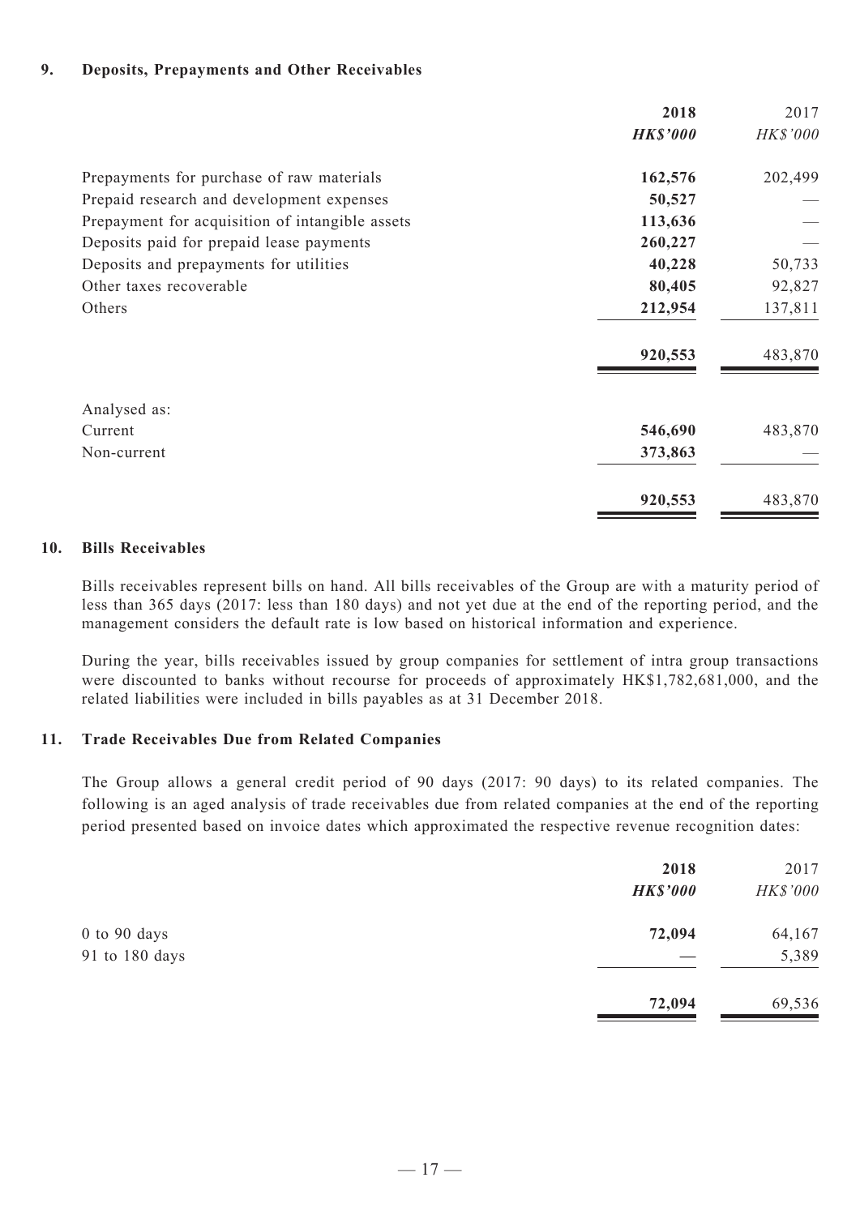## 9. Deposits, Prepayments and Other Receivables

| | **2018** | 2017 |
|---|---|---|
| | ***HK$'000*** | *HK$'000* |
| Prepayments for purchase of raw materials | **162,576** | 202,499 |
| Prepaid research and development expenses | **50,527** | — |
| Prepayment for acquisition of intangible assets | **113,636** | — |
| Deposits paid for prepaid lease payments | **260,227** | — |
| Deposits and prepayments for utilities | **40,228** | 50,733 |
| Other taxes recoverable | **80,405** | 92,827 |
| Others | **212,954** | 137,811 |
| | **920,553** | 483,870 |
| Analysed as: | | |
| Current | **546,690** | 483,870 |
| Non-current | **373,863** | — |
| | **920,553** | 483,870 |

## 10. Bills Receivables

Bills receivables represent bills on hand. All bills receivables of the Group are with a maturity period of less than 365 days (2017: less than 180 days) and not yet due at the end of the reporting period, and the management considers the default rate is low based on historical information and experience.

During the year, bills receivables issued by group companies for settlement of intra group transactions were discounted to banks without recourse for proceeds of approximately HK$1,782,681,000, and the related liabilities were included in bills payables as at 31 December 2018.

## 11. Trade Receivables Due from Related Companies

The Group allows a general credit period of 90 days (2017: 90 days) to its related companies. The following is an aged analysis of trade receivables due from related companies at the end of the reporting period presented based on invoice dates which approximated the respective revenue recognition dates:

| | **2018** | 2017 |
|---|---|---|
| | ***HK$'000*** | *HK$'000* |
| 0 to 90 days | **72,094** | 64,167 |
| 91 to 180 days | **—** | 5,389 |
| | **72,094** | 69,536 |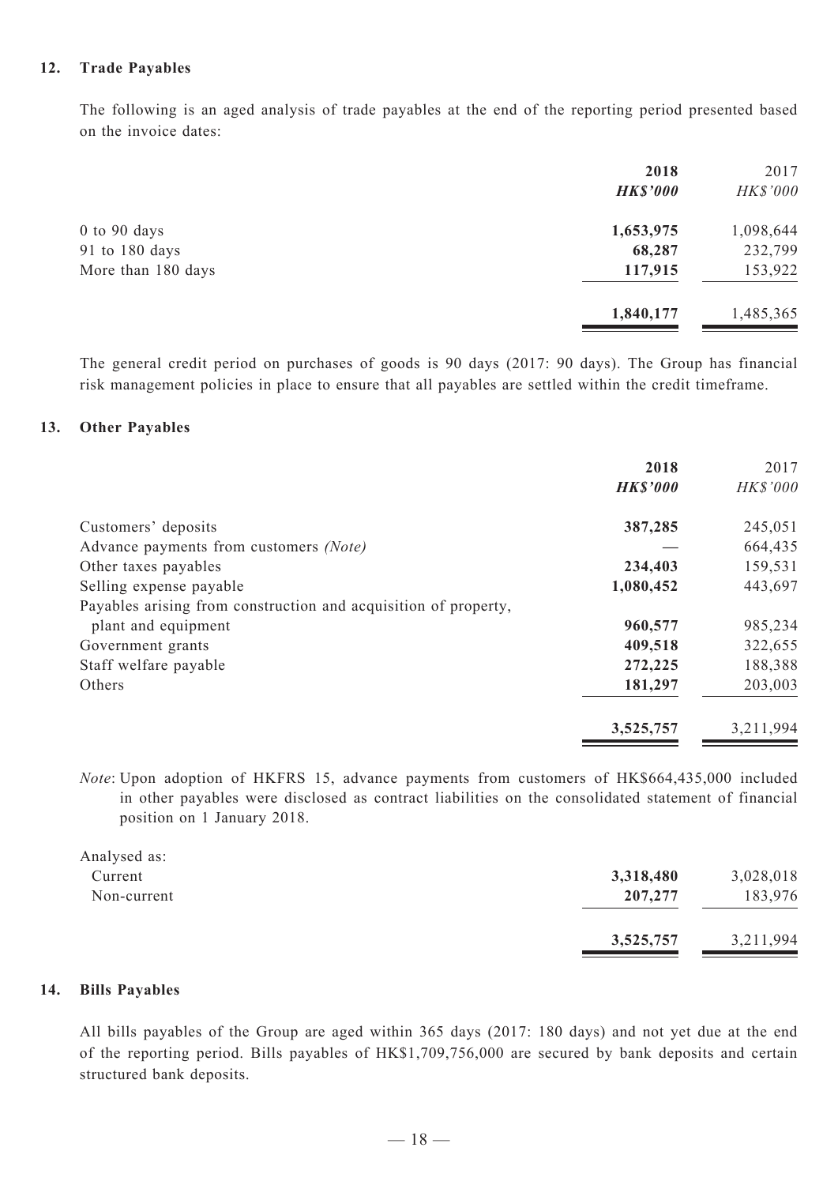## 12. Trade Payables

The following is an aged analysis of trade payables at the end of the reporting period presented based on the invoice dates:

| | **2018** | 2017 |
|---|---|---|
| | ***HK$'000*** | *HK$'000* |
| 0 to 90 days | **1,653,975** | 1,098,644 |
| 91 to 180 days | **68,287** | 232,799 |
| More than 180 days | **117,915** | 153,922 |
| | **1,840,177** | 1,485,365 |

The general credit period on purchases of goods is 90 days (2017: 90 days). The Group has financial risk management policies in place to ensure that all payables are settled within the credit timeframe.

## 13. Other Payables

| | **2018** | 2017 |
|---|---|---|
| | ***HK$'000*** | *HK$'000* |
| Customers' deposits | **387,285** | 245,051 |
| Advance payments from customers *(Note)* | **—** | 664,435 |
| Other taxes payables | **234,403** | 159,531 |
| Selling expense payable | **1,080,452** | 443,697 |
| Payables arising from construction and acquisition of property, plant and equipment | **960,577** | 985,234 |
| Government grants | **409,518** | 322,655 |
| Staff welfare payable | **272,225** | 188,388 |
| Others | **181,297** | 203,003 |
| | **3,525,757** | 3,211,994 |

*Note*: Upon adoption of HKFRS 15, advance payments from customers of HK$664,435,000 included in other payables were disclosed as contract liabilities on the consolidated statement of financial position on 1 January 2018.

| Analysed as: | | |
|---|---|---|
| Current | **3,318,480** | 3,028,018 |
| Non-current | **207,277** | 183,976 |
| | **3,525,757** | 3,211,994 |

## 14. Bills Payables

All bills payables of the Group are aged within 365 days (2017: 180 days) and not yet due at the end of the reporting period. Bills payables of HK$1,709,756,000 are secured by bank deposits and certain structured bank deposits.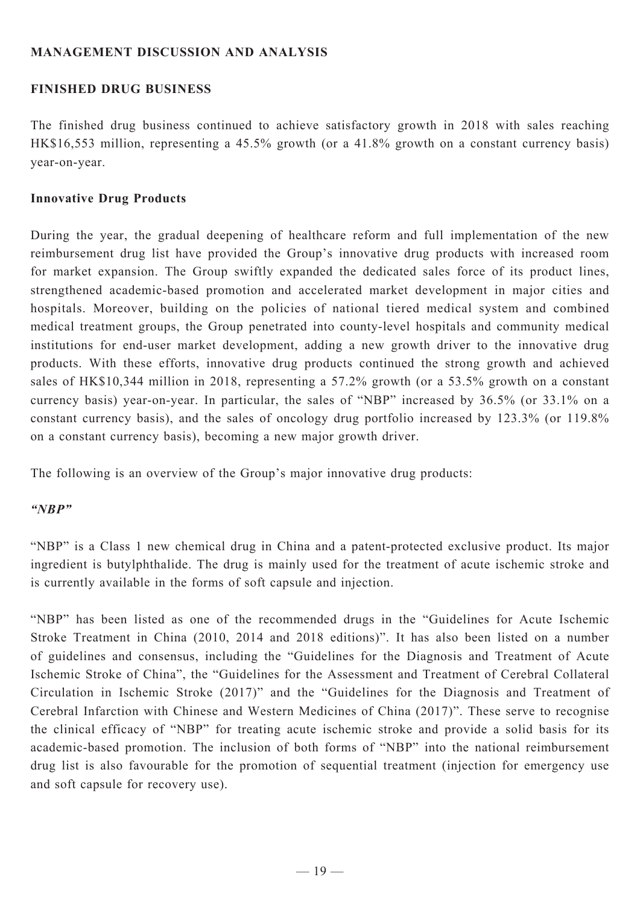## MANAGEMENT DISCUSSION AND ANALYSIS

### FINISHED DRUG BUSINESS

The finished drug business continued to achieve satisfactory growth in 2018 with sales reaching HK$16,553 million, representing a 45.5% growth (or a 41.8% growth on a constant currency basis) year-on-year.

#### Innovative Drug Products

During the year, the gradual deepening of healthcare reform and full implementation of the new reimbursement drug list have provided the Group's innovative drug products with increased room for market expansion. The Group swiftly expanded the dedicated sales force of its product lines, strengthened academic-based promotion and accelerated market development in major cities and hospitals. Moreover, building on the policies of national tiered medical system and combined medical treatment groups, the Group penetrated into county-level hospitals and community medical institutions for end-user market development, adding a new growth driver to the innovative drug products. With these efforts, innovative drug products continued the strong growth and achieved sales of HK$10,344 million in 2018, representing a 57.2% growth (or a 53.5% growth on a constant currency basis) year-on-year. In particular, the sales of "NBP" increased by 36.5% (or 33.1% on a constant currency basis), and the sales of oncology drug portfolio increased by 123.3% (or 119.8% on a constant currency basis), becoming a new major growth driver.

The following is an overview of the Group's major innovative drug products:

***"NBP"***

"NBP" is a Class 1 new chemical drug in China and a patent-protected exclusive product. Its major ingredient is butylphthalide. The drug is mainly used for the treatment of acute ischemic stroke and is currently available in the forms of soft capsule and injection.

"NBP" has been listed as one of the recommended drugs in the "Guidelines for Acute Ischemic Stroke Treatment in China (2010, 2014 and 2018 editions)". It has also been listed on a number of guidelines and consensus, including the "Guidelines for the Diagnosis and Treatment of Acute Ischemic Stroke of China", the "Guidelines for the Assessment and Treatment of Cerebral Collateral Circulation in Ischemic Stroke (2017)" and the "Guidelines for the Diagnosis and Treatment of Cerebral Infarction with Chinese and Western Medicines of China (2017)". These serve to recognise the clinical efficacy of "NBP" for treating acute ischemic stroke and provide a solid basis for its academic-based promotion. The inclusion of both forms of "NBP" into the national reimbursement drug list is also favourable for the promotion of sequential treatment (injection for emergency use and soft capsule for recovery use).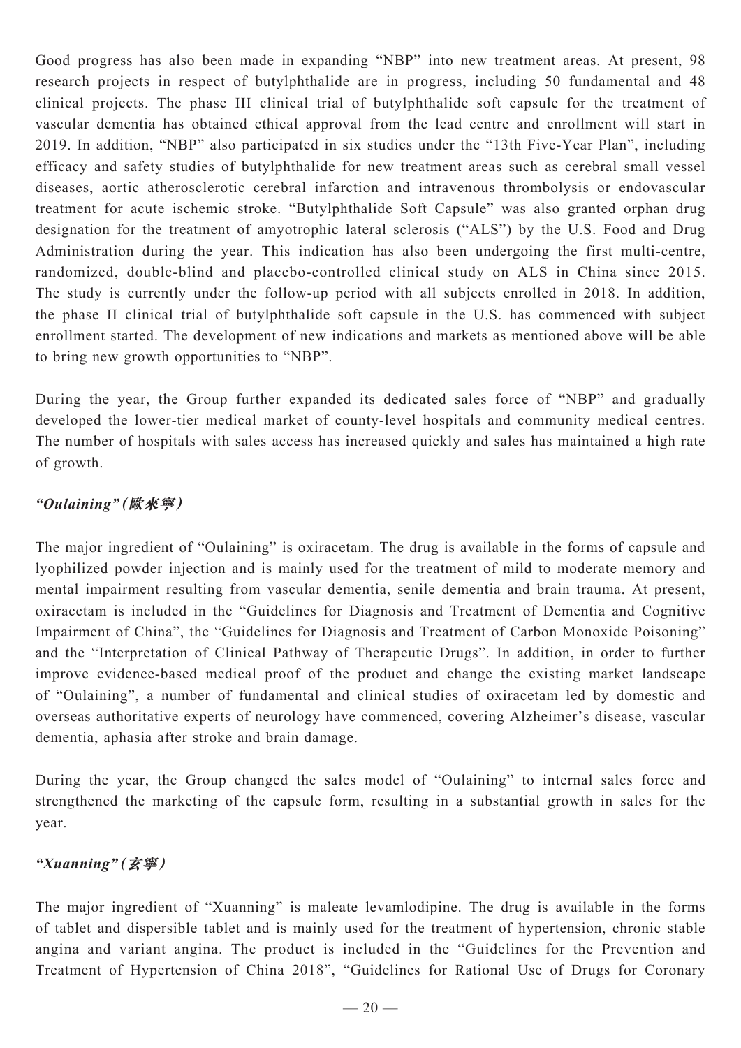Good progress has also been made in expanding "NBP" into new treatment areas. At present, 98 research projects in respect of butylphthalide are in progress, including 50 fundamental and 48 clinical projects. The phase III clinical trial of butylphthalide soft capsule for the treatment of vascular dementia has obtained ethical approval from the lead centre and enrollment will start in 2019. In addition, "NBP" also participated in six studies under the "13th Five-Year Plan", including efficacy and safety studies of butylphthalide for new treatment areas such as cerebral small vessel diseases, aortic atherosclerotic cerebral infarction and intravenous thrombolysis or endovascular treatment for acute ischemic stroke. "Butylphthalide Soft Capsule" was also granted orphan drug designation for the treatment of amyotrophic lateral sclerosis ("ALS") by the U.S. Food and Drug Administration during the year. This indication has also been undergoing the first multi-centre, randomized, double-blind and placebo-controlled clinical study on ALS in China since 2015. The study is currently under the follow-up period with all subjects enrolled in 2018. In addition, the phase II clinical trial of butylphthalide soft capsule in the U.S. has commenced with subject enrollment started. The development of new indications and markets as mentioned above will be able to bring new growth opportunities to "NBP".

During the year, the Group further expanded its dedicated sales force of "NBP" and gradually developed the lower-tier medical market of county-level hospitals and community medical centres. The number of hospitals with sales access has increased quickly and sales has maintained a high rate of growth.

***"Oulaining" (歐來寧)***

The major ingredient of "Oulaining" is oxiracetam. The drug is available in the forms of capsule and lyophilized powder injection and is mainly used for the treatment of mild to moderate memory and mental impairment resulting from vascular dementia, senile dementia and brain trauma. At present, oxiracetam is included in the "Guidelines for Diagnosis and Treatment of Dementia and Cognitive Impairment of China", the "Guidelines for Diagnosis and Treatment of Carbon Monoxide Poisoning" and the "Interpretation of Clinical Pathway of Therapeutic Drugs". In addition, in order to further improve evidence-based medical proof of the product and change the existing market landscape of "Oulaining", a number of fundamental and clinical studies of oxiracetam led by domestic and overseas authoritative experts of neurology have commenced, covering Alzheimer's disease, vascular dementia, aphasia after stroke and brain damage.

During the year, the Group changed the sales model of "Oulaining" to internal sales force and strengthened the marketing of the capsule form, resulting in a substantial growth in sales for the year.

***"Xuanning" (玄寧)***

The major ingredient of "Xuanning" is maleate levamlodipine. The drug is available in the forms of tablet and dispersible tablet and is mainly used for the treatment of hypertension, chronic stable angina and variant angina. The product is included in the "Guidelines for the Prevention and Treatment of Hypertension of China 2018", "Guidelines for Rational Use of Drugs for Coronary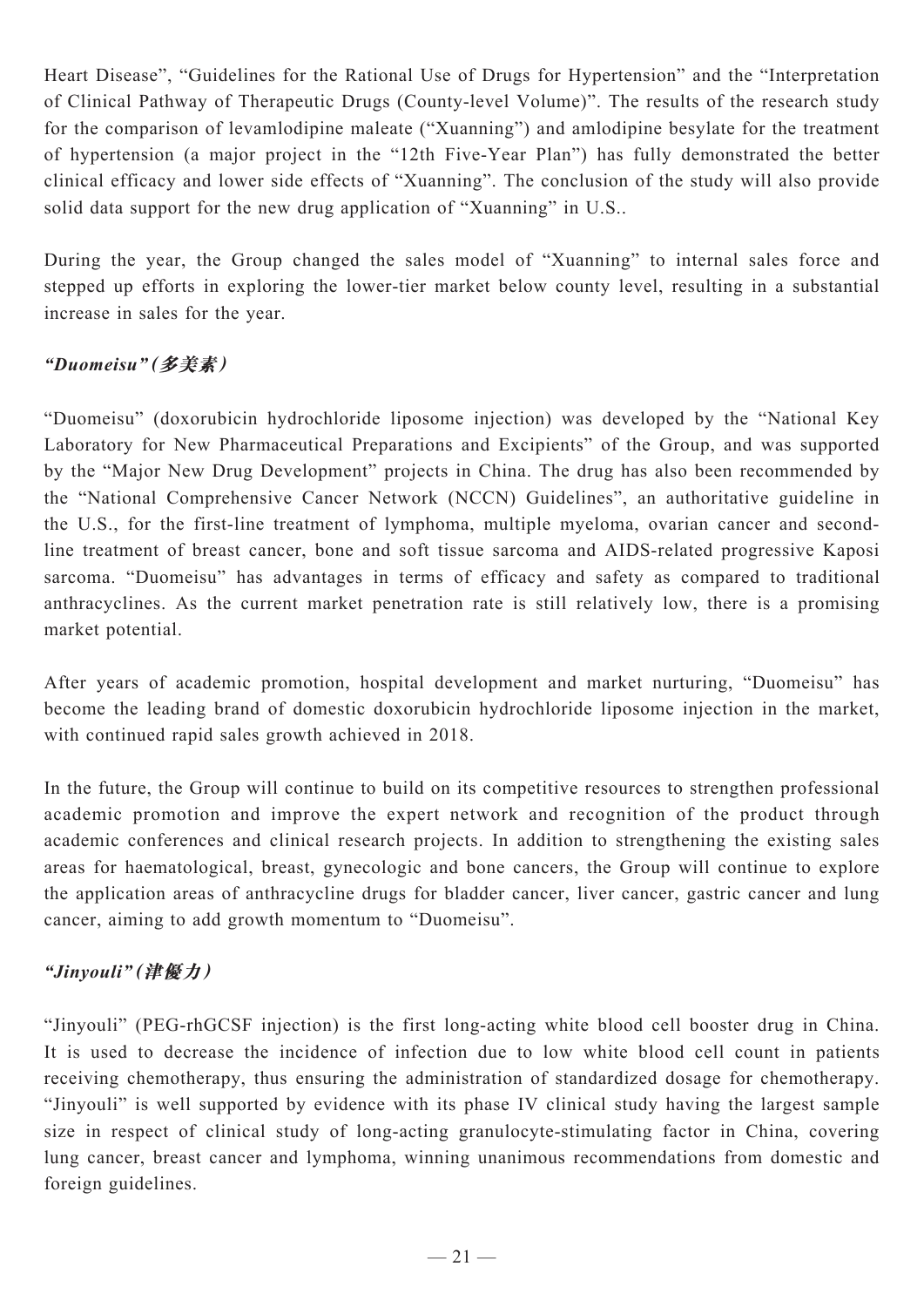Heart Disease", "Guidelines for the Rational Use of Drugs for Hypertension" and the "Interpretation of Clinical Pathway of Therapeutic Drugs (County-level Volume)". The results of the research study for the comparison of levamlodipine maleate ("Xuanning") and amlodipine besylate for the treatment of hypertension (a major project in the "12th Five-Year Plan") has fully demonstrated the better clinical efficacy and lower side effects of "Xuanning". The conclusion of the study will also provide solid data support for the new drug application of "Xuanning" in U.S..

During the year, the Group changed the sales model of "Xuanning" to internal sales force and stepped up efforts in exploring the lower-tier market below county level, resulting in a substantial increase in sales for the year.

***"Duomeisu" (多美素)***

"Duomeisu" (doxorubicin hydrochloride liposome injection) was developed by the "National Key Laboratory for New Pharmaceutical Preparations and Excipients" of the Group, and was supported by the "Major New Drug Development" projects in China. The drug has also been recommended by the "National Comprehensive Cancer Network (NCCN) Guidelines", an authoritative guideline in the U.S., for the first-line treatment of lymphoma, multiple myeloma, ovarian cancer and second-line treatment of breast cancer, bone and soft tissue sarcoma and AIDS-related progressive Kaposi sarcoma. "Duomeisu" has advantages in terms of efficacy and safety as compared to traditional anthracyclines. As the current market penetration rate is still relatively low, there is a promising market potential.

After years of academic promotion, hospital development and market nurturing, "Duomeisu" has become the leading brand of domestic doxorubicin hydrochloride liposome injection in the market, with continued rapid sales growth achieved in 2018.

In the future, the Group will continue to build on its competitive resources to strengthen professional academic promotion and improve the expert network and recognition of the product through academic conferences and clinical research projects. In addition to strengthening the existing sales areas for haematological, breast, gynecologic and bone cancers, the Group will continue to explore the application areas of anthracycline drugs for bladder cancer, liver cancer, gastric cancer and lung cancer, aiming to add growth momentum to "Duomeisu".

***"Jinyouli" (津優力)***

"Jinyouli" (PEG-rhGCSF injection) is the first long-acting white blood cell booster drug in China. It is used to decrease the incidence of infection due to low white blood cell count in patients receiving chemotherapy, thus ensuring the administration of standardized dosage for chemotherapy. "Jinyouli" is well supported by evidence with its phase IV clinical study having the largest sample size in respect of clinical study of long-acting granulocyte-stimulating factor in China, covering lung cancer, breast cancer and lymphoma, winning unanimous recommendations from domestic and foreign guidelines.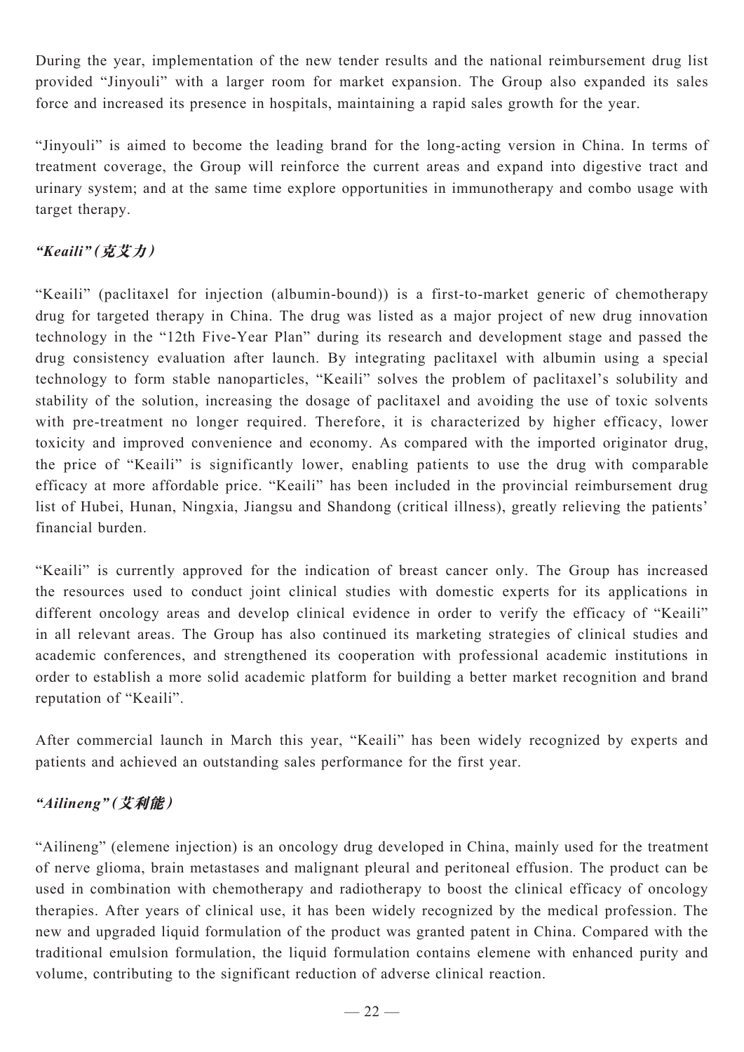During the year, implementation of the new tender results and the national reimbursement drug list provided "Jinyouli" with a larger room for market expansion. The Group also expanded its sales force and increased its presence in hospitals, maintaining a rapid sales growth for the year.

"Jinyouli" is aimed to become the leading brand for the long-acting version in China. In terms of treatment coverage, the Group will reinforce the current areas and expand into digestive tract and urinary system; and at the same time explore opportunities in immunotherapy and combo usage with target therapy.

### *"Keaili" (克艾力)*

"Keaili" (paclitaxel for injection (albumin-bound)) is a first-to-market generic of chemotherapy drug for targeted therapy in China. The drug was listed as a major project of new drug innovation technology in the "12th Five-Year Plan" during its research and development stage and passed the drug consistency evaluation after launch. By integrating paclitaxel with albumin using a special technology to form stable nanoparticles, "Keaili" solves the problem of paclitaxel's solubility and stability of the solution, increasing the dosage of paclitaxel and avoiding the use of toxic solvents with pre-treatment no longer required. Therefore, it is characterized by higher efficacy, lower toxicity and improved convenience and economy. As compared with the imported originator drug, the price of "Keaili" is significantly lower, enabling patients to use the drug with comparable efficacy at more affordable price. "Keaili" has been included in the provincial reimbursement drug list of Hubei, Hunan, Ningxia, Jiangsu and Shandong (critical illness), greatly relieving the patients' financial burden.

"Keaili" is currently approved for the indication of breast cancer only. The Group has increased the resources used to conduct joint clinical studies with domestic experts for its applications in different oncology areas and develop clinical evidence in order to verify the efficacy of "Keaili" in all relevant areas. The Group has also continued its marketing strategies of clinical studies and academic conferences, and strengthened its cooperation with professional academic institutions in order to establish a more solid academic platform for building a better market recognition and brand reputation of "Keaili".

After commercial launch in March this year, "Keaili" has been widely recognized by experts and patients and achieved an outstanding sales performance for the first year.

### *"Ailineng" (艾利能)*

"Ailineng" (elemene injection) is an oncology drug developed in China, mainly used for the treatment of nerve glioma, brain metastases and malignant pleural and peritoneal effusion. The product can be used in combination with chemotherapy and radiotherapy to boost the clinical efficacy of oncology therapies. After years of clinical use, it has been widely recognized by the medical profession. The new and upgraded liquid formulation of the product was granted patent in China. Compared with the traditional emulsion formulation, the liquid formulation contains elemene with enhanced purity and volume, contributing to the significant reduction of adverse clinical reaction.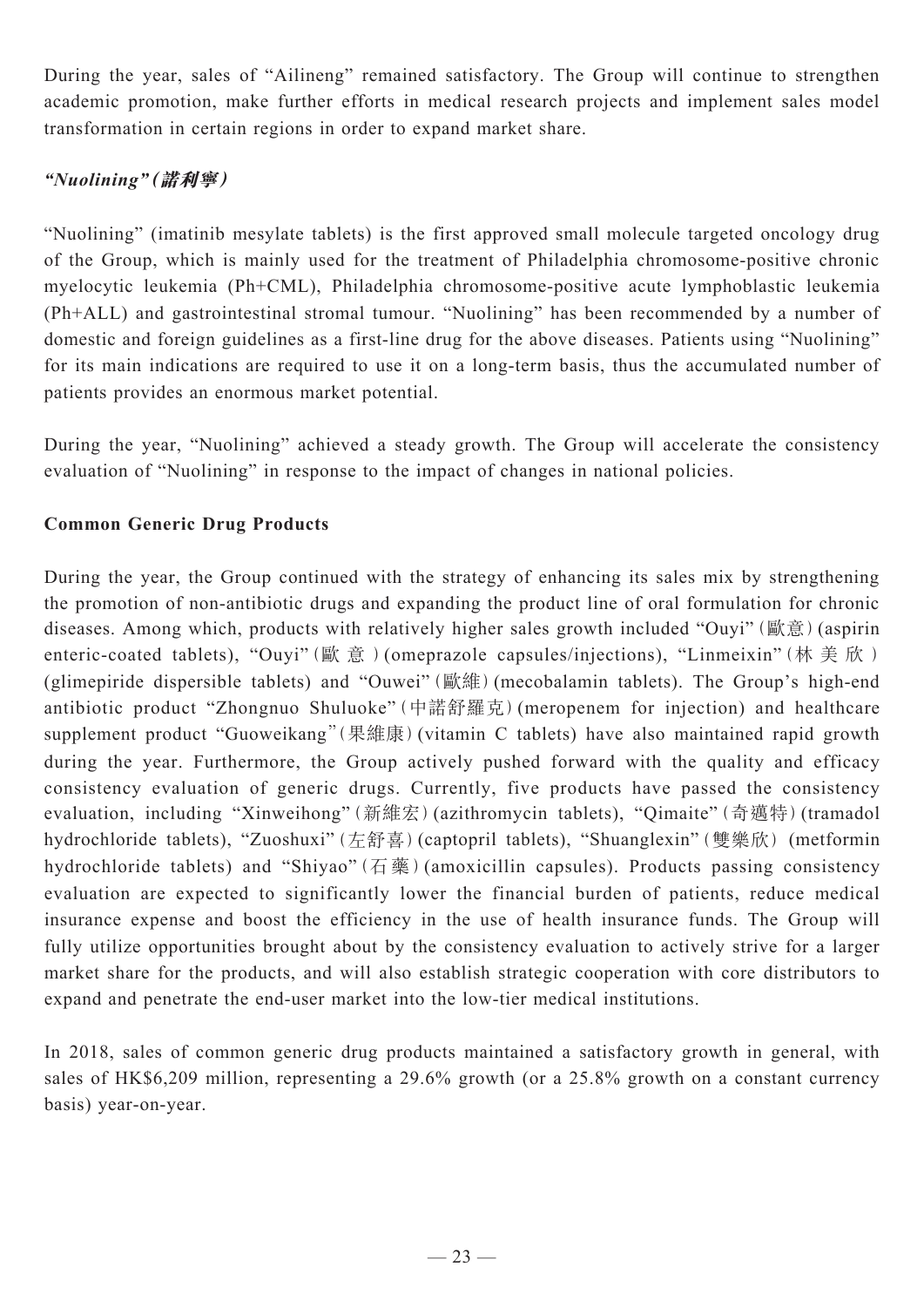During the year, sales of "Ailineng" remained satisfactory. The Group will continue to strengthen academic promotion, make further efforts in medical research projects and implement sales model transformation in certain regions in order to expand market share.

### *"Nuolining" (諾利寧)*

"Nuolining" (imatinib mesylate tablets) is the first approved small molecule targeted oncology drug of the Group, which is mainly used for the treatment of Philadelphia chromosome-positive chronic myelocytic leukemia (Ph+CML), Philadelphia chromosome-positive acute lymphoblastic leukemia (Ph+ALL) and gastrointestinal stromal tumour. "Nuolining" has been recommended by a number of domestic and foreign guidelines as a first-line drug for the above diseases. Patients using "Nuolining" for its main indications are required to use it on a long-term basis, thus the accumulated number of patients provides an enormous market potential.

During the year, "Nuolining" achieved a steady growth. The Group will accelerate the consistency evaluation of "Nuolining" in response to the impact of changes in national policies.

### Common Generic Drug Products

During the year, the Group continued with the strategy of enhancing its sales mix by strengthening the promotion of non-antibiotic drugs and expanding the product line of oral formulation for chronic diseases. Among which, products with relatively higher sales growth included "Ouyi" (歐意) (aspirin enteric-coated tablets), "Ouyi" (歐意) (omeprazole capsules/injections), "Linmeixin" (林美欣) (glimepiride dispersible tablets) and "Ouwei" (歐維) (mecobalamin tablets). The Group's high-end antibiotic product "Zhongnuo Shuluoke" (中諾舒羅克) (meropenem for injection) and healthcare supplement product "Guoweikang" (果維康) (vitamin C tablets) have also maintained rapid growth during the year. Furthermore, the Group actively pushed forward with the quality and efficacy consistency evaluation of generic drugs. Currently, five products have passed the consistency evaluation, including "Xinweihong" (新維宏) (azithromycin tablets), "Qimaite" (奇邁特) (tramadol hydrochloride tablets), "Zuoshuxi" (左舒喜) (captopril tablets), "Shuanglexin" (雙樂欣) (metformin hydrochloride tablets) and "Shiyao" (石藥) (amoxicillin capsules). Products passing consistency evaluation are expected to significantly lower the financial burden of patients, reduce medical insurance expense and boost the efficiency in the use of health insurance funds. The Group will fully utilize opportunities brought about by the consistency evaluation to actively strive for a larger market share for the products, and will also establish strategic cooperation with core distributors to expand and penetrate the end-user market into the low-tier medical institutions.

In 2018, sales of common generic drug products maintained a satisfactory growth in general, with sales of HK$6,209 million, representing a 29.6% growth (or a 25.8% growth on a constant currency basis) year-on-year.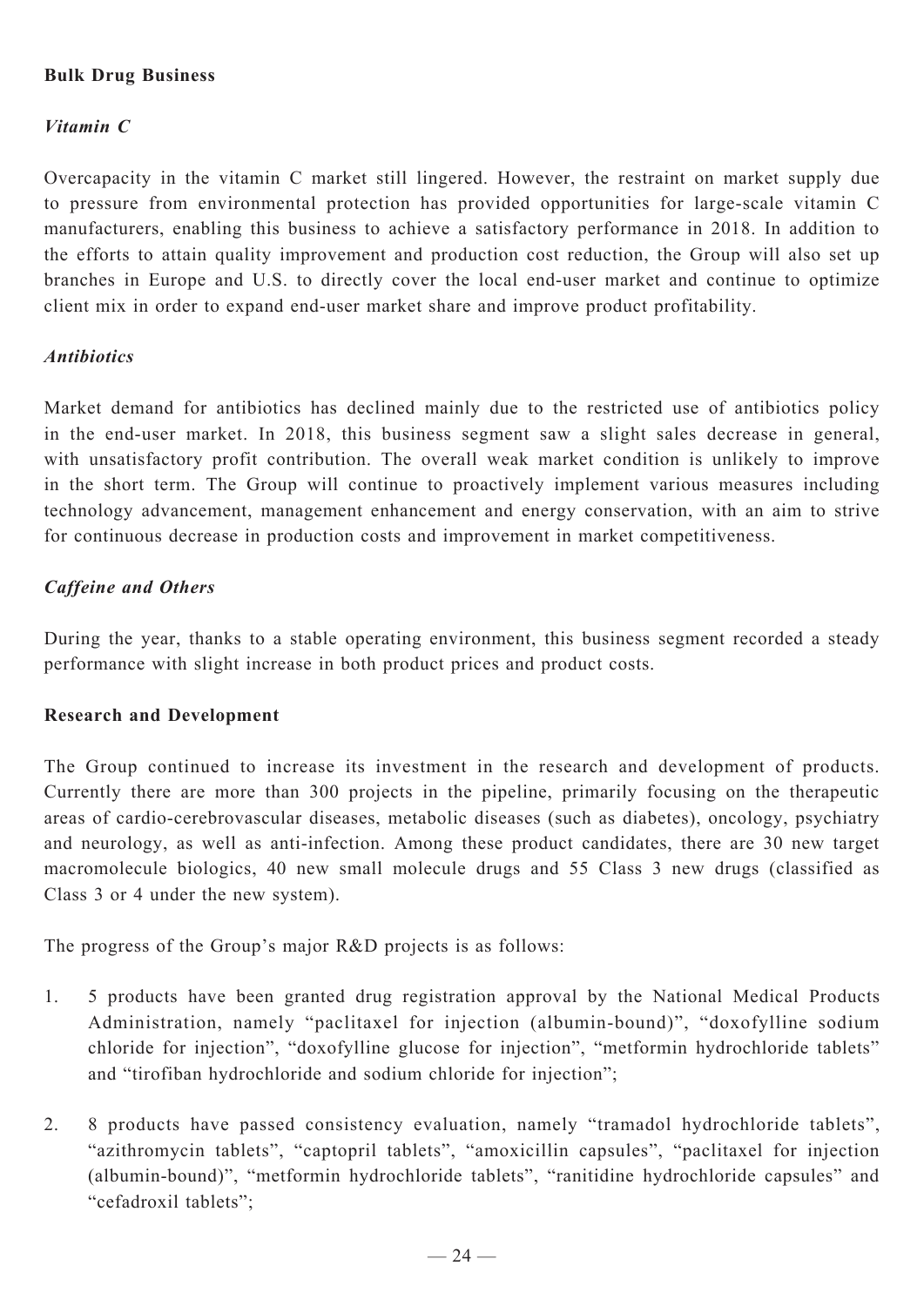**Bulk Drug Business**

***Vitamin C***

Overcapacity in the vitamin C market still lingered. However, the restraint on market supply due to pressure from environmental protection has provided opportunities for large-scale vitamin C manufacturers, enabling this business to achieve a satisfactory performance in 2018. In addition to the efforts to attain quality improvement and production cost reduction, the Group will also set up branches in Europe and U.S. to directly cover the local end-user market and continue to optimize client mix in order to expand end-user market share and improve product profitability.

***Antibiotics***

Market demand for antibiotics has declined mainly due to the restricted use of antibiotics policy in the end-user market. In 2018, this business segment saw a slight sales decrease in general, with unsatisfactory profit contribution. The overall weak market condition is unlikely to improve in the short term. The Group will continue to proactively implement various measures including technology advancement, management enhancement and energy conservation, with an aim to strive for continuous decrease in production costs and improvement in market competitiveness.

***Caffeine and Others***

During the year, thanks to a stable operating environment, this business segment recorded a steady performance with slight increase in both product prices and product costs.

**Research and Development**

The Group continued to increase its investment in the research and development of products. Currently there are more than 300 projects in the pipeline, primarily focusing on the therapeutic areas of cardio-cerebrovascular diseases, metabolic diseases (such as diabetes), oncology, psychiatry and neurology, as well as anti-infection. Among these product candidates, there are 30 new target macromolecule biologics, 40 new small molecule drugs and 55 Class 3 new drugs (classified as Class 3 or 4 under the new system).

The progress of the Group's major R&D projects is as follows:

1. 5 products have been granted drug registration approval by the National Medical Products Administration, namely "paclitaxel for injection (albumin-bound)", "doxofylline sodium chloride for injection", "doxofylline glucose for injection", "metformin hydrochloride tablets" and "tirofiban hydrochloride and sodium chloride for injection";

2. 8 products have passed consistency evaluation, namely "tramadol hydrochloride tablets", "azithromycin tablets", "captopril tablets", "amoxicillin capsules", "paclitaxel for injection (albumin-bound)", "metformin hydrochloride tablets", "ranitidine hydrochloride capsules" and "cefadroxil tablets";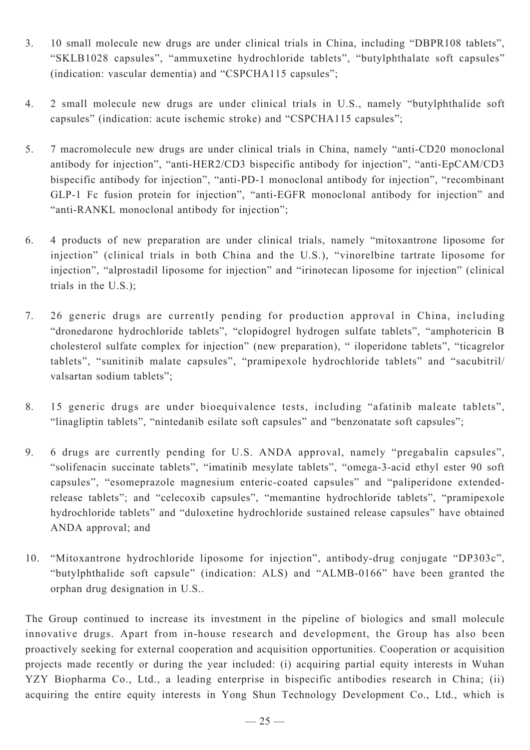3. 10 small molecule new drugs are under clinical trials in China, including "DBPR108 tablets", "SKLB1028 capsules", "ammuxetine hydrochloride tablets", "butylphthalate soft capsules" (indication: vascular dementia) and "CSPCHA115 capsules";

4. 2 small molecule new drugs are under clinical trials in U.S., namely "butylphthalide soft capsules" (indication: acute ischemic stroke) and "CSPCHA115 capsules";

5. 7 macromolecule new drugs are under clinical trials in China, namely "anti-CD20 monoclonal antibody for injection", "anti-HER2/CD3 bispecific antibody for injection", "anti-EpCAM/CD3 bispecific antibody for injection", "anti-PD-1 monoclonal antibody for injection", "recombinant GLP-1 Fc fusion protein for injection", "anti-EGFR monoclonal antibody for injection" and "anti-RANKL monoclonal antibody for injection";

6. 4 products of new preparation are under clinical trials, namely "mitoxantrone liposome for injection" (clinical trials in both China and the U.S.), "vinorelbine tartrate liposome for injection", "alprostadil liposome for injection" and "irinotecan liposome for injection" (clinical trials in the U.S.);

7. 26 generic drugs are currently pending for production approval in China, including "dronedarone hydrochloride tablets", "clopidogrel hydrogen sulfate tablets", "amphotericin B cholesterol sulfate complex for injection" (new preparation), " iloperidone tablets", "ticagrelor tablets", "sunitinib malate capsules", "pramipexole hydrochloride tablets" and "sacubitril/valsartan sodium tablets";

8. 15 generic drugs are under bioequivalence tests, including "afatinib maleate tablets", "linagliptin tablets", "nintedanib esilate soft capsules" and "benzonatate soft capsules";

9. 6 drugs are currently pending for U.S. ANDA approval, namely "pregabalin capsules", "solifenacin succinate tablets", "imatinib mesylate tablets", "omega-3-acid ethyl ester 90 soft capsules", "esomeprazole magnesium enteric-coated capsules" and "paliperidone extended-release tablets"; and "celecoxib capsules", "memantine hydrochloride tablets", "pramipexole hydrochloride tablets" and "duloxetine hydrochloride sustained release capsules" have obtained ANDA approval; and

10. "Mitoxantrone hydrochloride liposome for injection", antibody-drug conjugate "DP303c", "butylphthalide soft capsule" (indication: ALS) and "ALMB-0166" have been granted the orphan drug designation in U.S..

The Group continued to increase its investment in the pipeline of biologics and small molecule innovative drugs. Apart from in-house research and development, the Group has also been proactively seeking for external cooperation and acquisition opportunities. Cooperation or acquisition projects made recently or during the year included: (i) acquiring partial equity interests in Wuhan YZY Biopharma Co., Ltd., a leading enterprise in bispecific antibodies research in China; (ii) acquiring the entire equity interests in Yong Shun Technology Development Co., Ltd., which is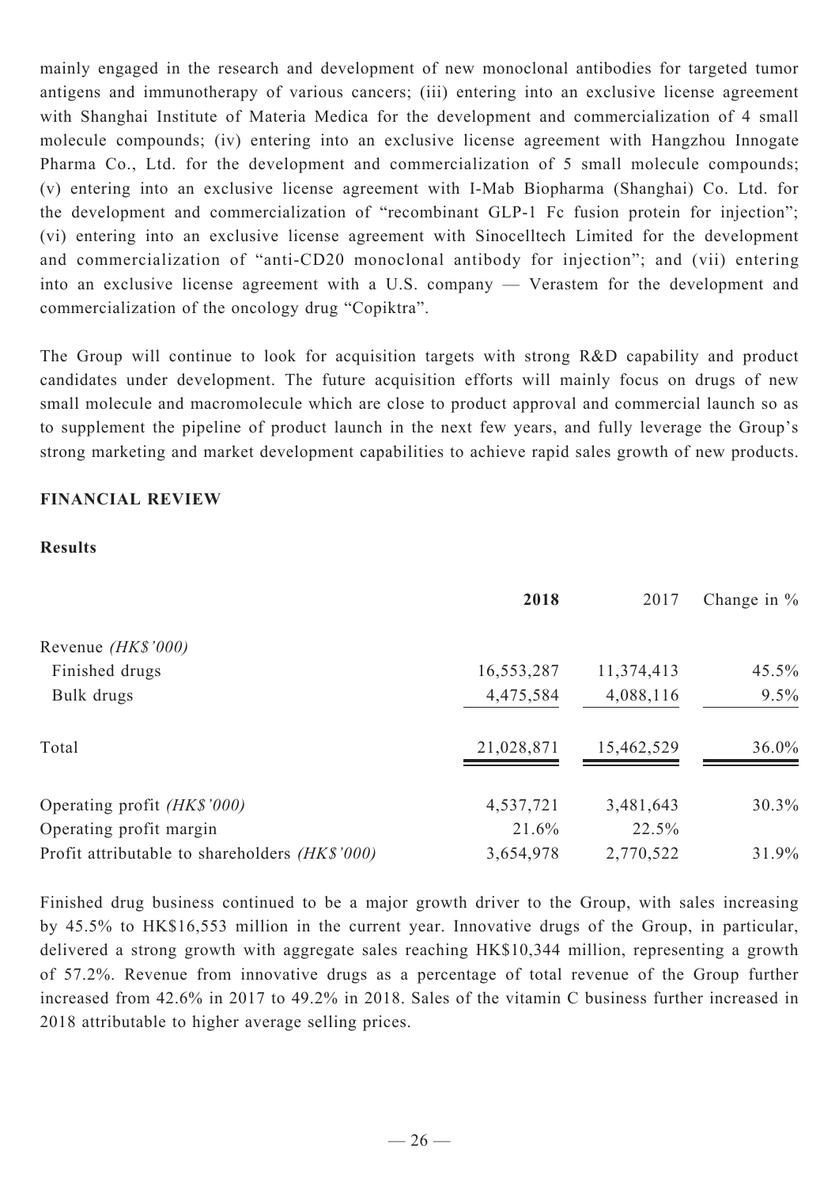mainly engaged in the research and development of new monoclonal antibodies for targeted tumor antigens and immunotherapy of various cancers; (iii) entering into an exclusive license agreement with Shanghai Institute of Materia Medica for the development and commercialization of 4 small molecule compounds; (iv) entering into an exclusive license agreement with Hangzhou Innogate Pharma Co., Ltd. for the development and commercialization of 5 small molecule compounds; (v) entering into an exclusive license agreement with I-Mab Biopharma (Shanghai) Co. Ltd. for the development and commercialization of "recombinant GLP-1 Fc fusion protein for injection"; (vi) entering into an exclusive license agreement with Sinocelltech Limited for the development and commercialization of "anti-CD20 monoclonal antibody for injection"; and (vii) entering into an exclusive license agreement with a U.S. company — Verastem for the development and commercialization of the oncology drug "Copiktra".

The Group will continue to look for acquisition targets with strong R&D capability and product candidates under development. The future acquisition efforts will mainly focus on drugs of new small molecule and macromolecule which are close to product approval and commercial launch so as to supplement the pipeline of product launch in the next few years, and fully leverage the Group's strong marketing and market development capabilities to achieve rapid sales growth of new products.

## FINANCIAL REVIEW

### Results

| | **2018** | 2017 | Change in % |
|---|---|---|---|
| Revenue *(HK$'000)* | | | |
| Finished drugs | 16,553,287 | 11,374,413 | 45.5% |
| Bulk drugs | 4,475,584 | 4,088,116 | 9.5% |
| Total | 21,028,871 | 15,462,529 | 36.0% |
| Operating profit *(HK$'000)* | 4,537,721 | 3,481,643 | 30.3% |
| Operating profit margin | 21.6% | 22.5% | |
| Profit attributable to shareholders *(HK$'000)* | 3,654,978 | 2,770,522 | 31.9% |

Finished drug business continued to be a major growth driver to the Group, with sales increasing by 45.5% to HK$16,553 million in the current year. Innovative drugs of the Group, in particular, delivered a strong growth with aggregate sales reaching HK$10,344 million, representing a growth of 57.2%. Revenue from innovative drugs as a percentage of total revenue of the Group further increased from 42.6% in 2017 to 49.2% in 2018. Sales of the vitamin C business further increased in 2018 attributable to higher average selling prices.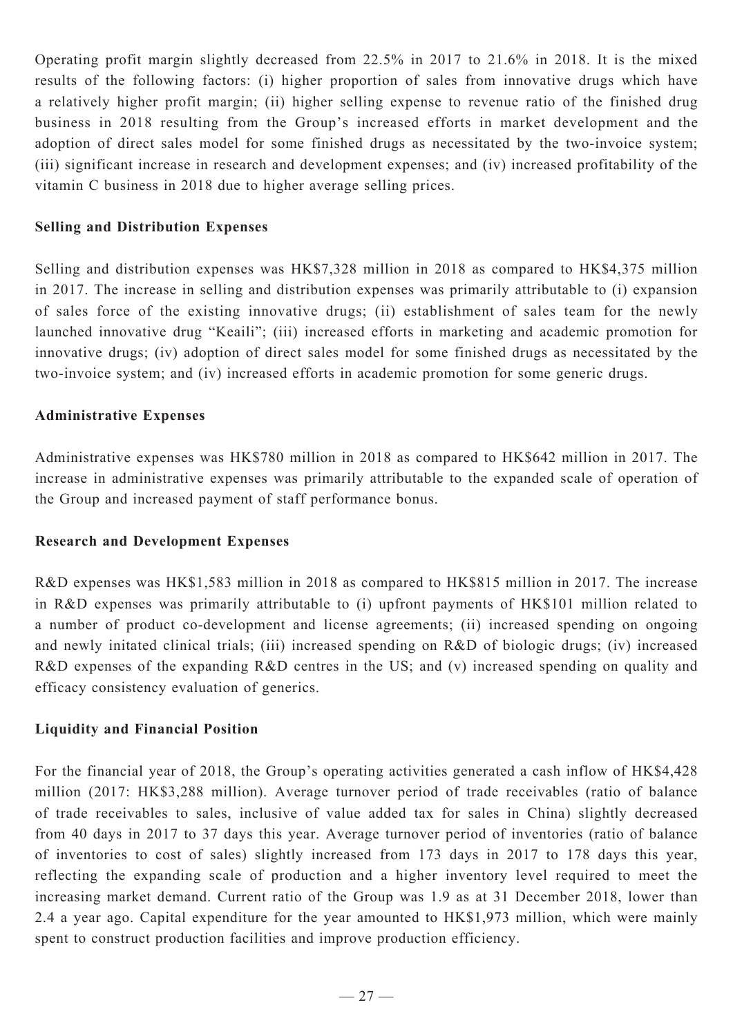Operating profit margin slightly decreased from 22.5% in 2017 to 21.6% in 2018. It is the mixed results of the following factors: (i) higher proportion of sales from innovative drugs which have a relatively higher profit margin; (ii) higher selling expense to revenue ratio of the finished drug business in 2018 resulting from the Group's increased efforts in market development and the adoption of direct sales model for some finished drugs as necessitated by the two-invoice system; (iii) significant increase in research and development expenses; and (iv) increased profitability of the vitamin C business in 2018 due to higher average selling prices.

**Selling and Distribution Expenses**

Selling and distribution expenses was HK$7,328 million in 2018 as compared to HK$4,375 million in 2017. The increase in selling and distribution expenses was primarily attributable to (i) expansion of sales force of the existing innovative drugs; (ii) establishment of sales team for the newly launched innovative drug "Keaili"; (iii) increased efforts in marketing and academic promotion for innovative drugs; (iv) adoption of direct sales model for some finished drugs as necessitated by the two-invoice system; and (iv) increased efforts in academic promotion for some generic drugs.

**Administrative Expenses**

Administrative expenses was HK$780 million in 2018 as compared to HK$642 million in 2017. The increase in administrative expenses was primarily attributable to the expanded scale of operation of the Group and increased payment of staff performance bonus.

**Research and Development Expenses**

R&D expenses was HK$1,583 million in 2018 as compared to HK$815 million in 2017. The increase in R&D expenses was primarily attributable to (i) upfront payments of HK$101 million related to a number of product co-development and license agreements; (ii) increased spending on ongoing and newly initated clinical trials; (iii) increased spending on R&D of biologic drugs; (iv) increased R&D expenses of the expanding R&D centres in the US; and (v) increased spending on quality and efficacy consistency evaluation of generics.

**Liquidity and Financial Position**

For the financial year of 2018, the Group's operating activities generated a cash inflow of HK$4,428 million (2017: HK$3,288 million). Average turnover period of trade receivables (ratio of balance of trade receivables to sales, inclusive of value added tax for sales in China) slightly decreased from 40 days in 2017 to 37 days this year. Average turnover period of inventories (ratio of balance of inventories to cost of sales) slightly increased from 173 days in 2017 to 178 days this year, reflecting the expanding scale of production and a higher inventory level required to meet the increasing market demand. Current ratio of the Group was 1.9 as at 31 December 2018, lower than 2.4 a year ago. Capital expenditure for the year amounted to HK$1,973 million, which were mainly spent to construct production facilities and improve production efficiency.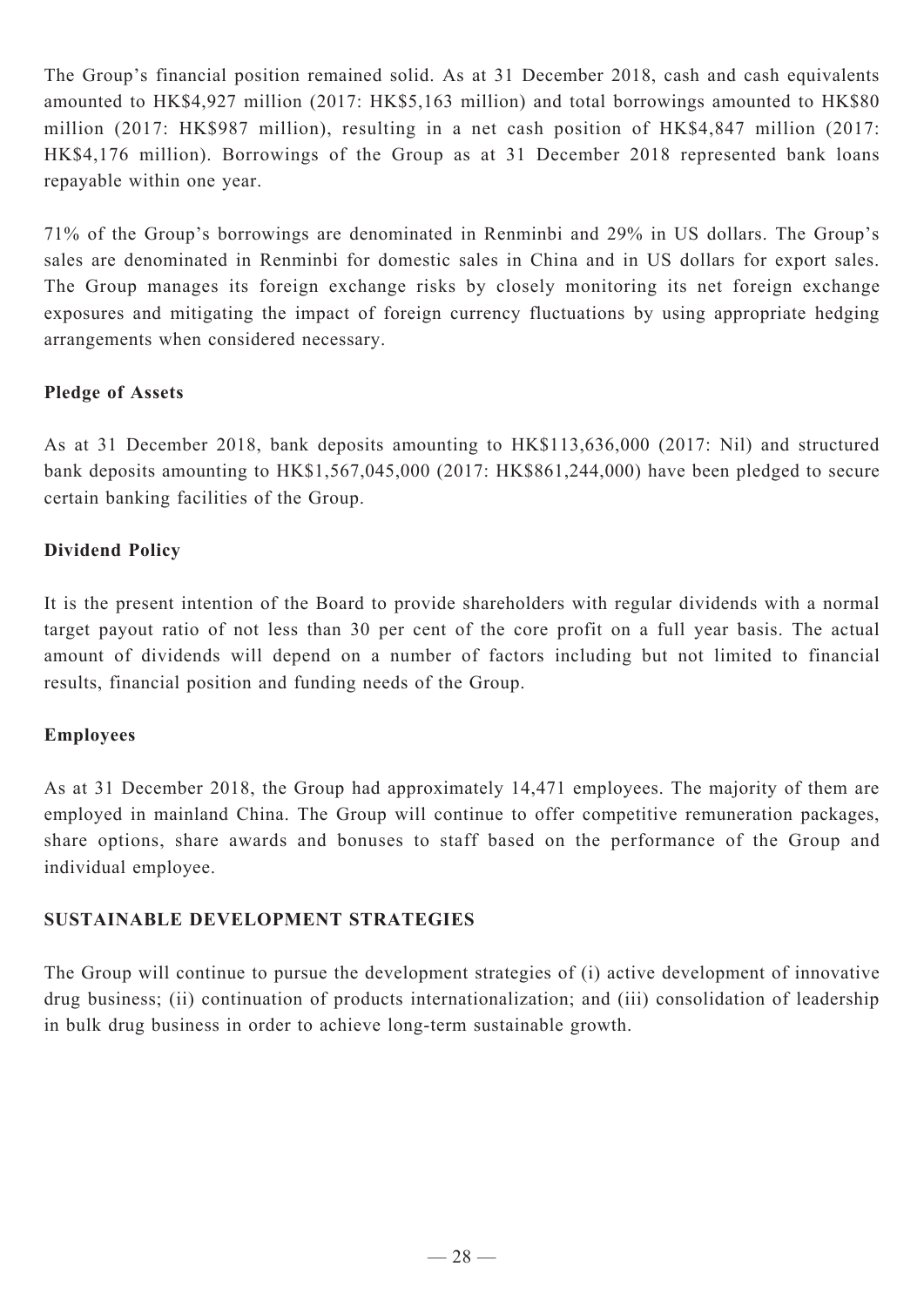The Group's financial position remained solid. As at 31 December 2018, cash and cash equivalents amounted to HK$4,927 million (2017: HK$5,163 million) and total borrowings amounted to HK$80 million (2017: HK$987 million), resulting in a net cash position of HK$4,847 million (2017: HK$4,176 million). Borrowings of the Group as at 31 December 2018 represented bank loans repayable within one year.

71% of the Group's borrowings are denominated in Renminbi and 29% in US dollars. The Group's sales are denominated in Renminbi for domestic sales in China and in US dollars for export sales. The Group manages its foreign exchange risks by closely monitoring its net foreign exchange exposures and mitigating the impact of foreign currency fluctuations by using appropriate hedging arrangements when considered necessary.

**Pledge of Assets**

As at 31 December 2018, bank deposits amounting to HK$113,636,000 (2017: Nil) and structured bank deposits amounting to HK$1,567,045,000 (2017: HK$861,244,000) have been pledged to secure certain banking facilities of the Group.

**Dividend Policy**

It is the present intention of the Board to provide shareholders with regular dividends with a normal target payout ratio of not less than 30 per cent of the core profit on a full year basis. The actual amount of dividends will depend on a number of factors including but not limited to financial results, financial position and funding needs of the Group.

**Employees**

As at 31 December 2018, the Group had approximately 14,471 employees. The majority of them are employed in mainland China. The Group will continue to offer competitive remuneration packages, share options, share awards and bonuses to staff based on the performance of the Group and individual employee.

## SUSTAINABLE DEVELOPMENT STRATEGIES

The Group will continue to pursue the development strategies of (i) active development of innovative drug business; (ii) continuation of products internationalization; and (iii) consolidation of leadership in bulk drug business in order to achieve long-term sustainable growth.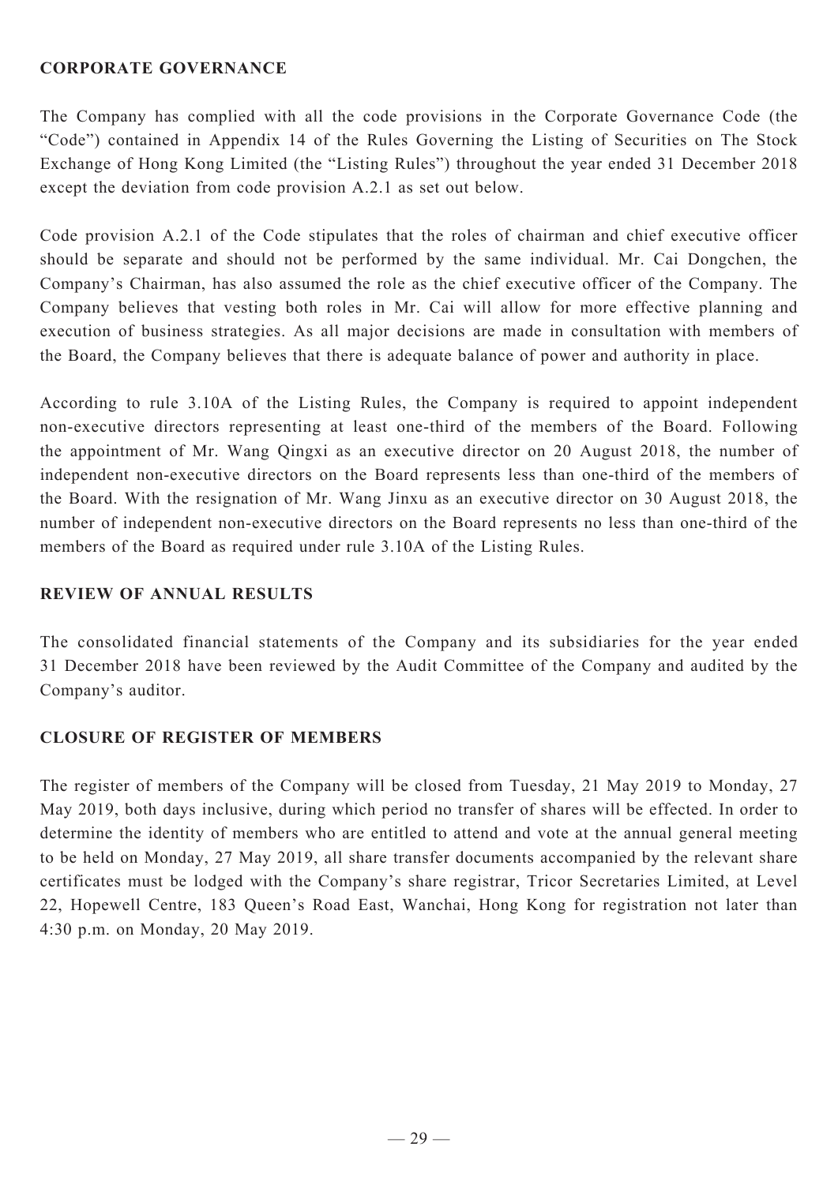## CORPORATE GOVERNANCE

The Company has complied with all the code provisions in the Corporate Governance Code (the "Code") contained in Appendix 14 of the Rules Governing the Listing of Securities on The Stock Exchange of Hong Kong Limited (the "Listing Rules") throughout the year ended 31 December 2018 except the deviation from code provision A.2.1 as set out below.

Code provision A.2.1 of the Code stipulates that the roles of chairman and chief executive officer should be separate and should not be performed by the same individual. Mr. Cai Dongchen, the Company's Chairman, has also assumed the role as the chief executive officer of the Company. The Company believes that vesting both roles in Mr. Cai will allow for more effective planning and execution of business strategies. As all major decisions are made in consultation with members of the Board, the Company believes that there is adequate balance of power and authority in place.

According to rule 3.10A of the Listing Rules, the Company is required to appoint independent non-executive directors representing at least one-third of the members of the Board. Following the appointment of Mr. Wang Qingxi as an executive director on 20 August 2018, the number of independent non-executive directors on the Board represents less than one-third of the members of the Board. With the resignation of Mr. Wang Jinxu as an executive director on 30 August 2018, the number of independent non-executive directors on the Board represents no less than one-third of the members of the Board as required under rule 3.10A of the Listing Rules.

## REVIEW OF ANNUAL RESULTS

The consolidated financial statements of the Company and its subsidiaries for the year ended 31 December 2018 have been reviewed by the Audit Committee of the Company and audited by the Company's auditor.

## CLOSURE OF REGISTER OF MEMBERS

The register of members of the Company will be closed from Tuesday, 21 May 2019 to Monday, 27 May 2019, both days inclusive, during which period no transfer of shares will be effected. In order to determine the identity of members who are entitled to attend and vote at the annual general meeting to be held on Monday, 27 May 2019, all share transfer documents accompanied by the relevant share certificates must be lodged with the Company's share registrar, Tricor Secretaries Limited, at Level 22, Hopewell Centre, 183 Queen's Road East, Wanchai, Hong Kong for registration not later than 4:30 p.m. on Monday, 20 May 2019.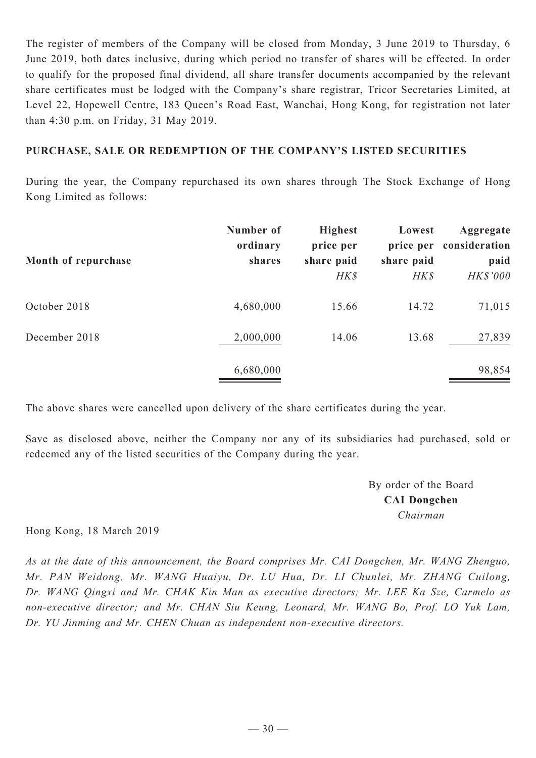The register of members of the Company will be closed from Monday, 3 June 2019 to Thursday, 6 June 2019, both dates inclusive, during which period no transfer of shares will be effected. In order to qualify for the proposed final dividend, all share transfer documents accompanied by the relevant share certificates must be lodged with the Company's share registrar, Tricor Secretaries Limited, at Level 22, Hopewell Centre, 183 Queen's Road East, Wanchai, Hong Kong, for registration not later than 4:30 p.m. on Friday, 31 May 2019.

## PURCHASE, SALE OR REDEMPTION OF THE COMPANY'S LISTED SECURITIES

During the year, the Company repurchased its own shares through The Stock Exchange of Hong Kong Limited as follows:

| Month of repurchase | Number of ordinary shares | Highest price per share paid *HK$* | Lowest price per share paid *HK$* | Aggregate consideration paid *HK$'000* |
|---|---|---|---|---|
| October 2018 | 4,680,000 | 15.66 | 14.72 | 71,015 |
| December 2018 | 2,000,000 | 14.06 | 13.68 | 27,839 |
| | 6,680,000 | | | 98,854 |

The above shares were cancelled upon delivery of the share certificates during the year.

Save as disclosed above, neither the Company nor any of its subsidiaries had purchased, sold or redeemed any of the listed securities of the Company during the year.

By order of the Board
**CAI Dongchen**
*Chairman*

Hong Kong, 18 March 2019

*As at the date of this announcement, the Board comprises Mr. CAI Dongchen, Mr. WANG Zhenguo, Mr. PAN Weidong, Mr. WANG Huaiyu, Dr. LU Hua, Dr. LI Chunlei, Mr. ZHANG Cuilong, Dr. WANG Qingxi and Mr. CHAK Kin Man as executive directors; Mr. LEE Ka Sze, Carmelo as non-executive director; and Mr. CHAN Siu Keung, Leonard, Mr. WANG Bo, Prof. LO Yuk Lam, Dr. YU Jinming and Mr. CHEN Chuan as independent non-executive directors.*